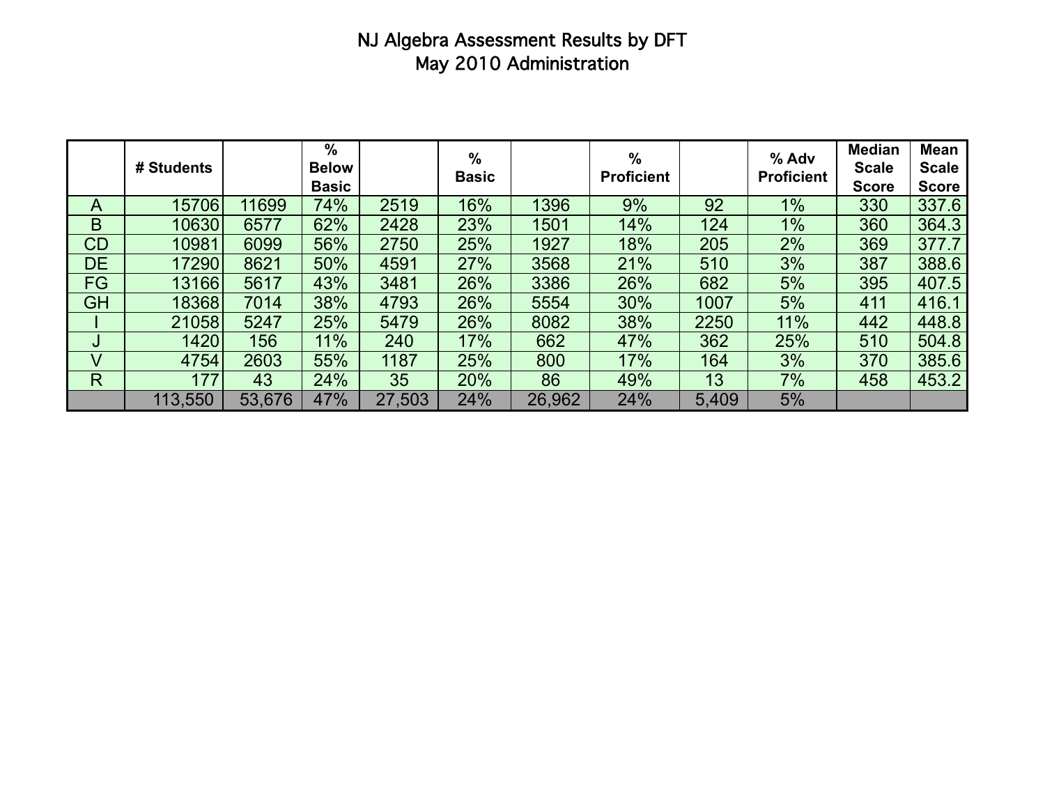# NJ Algebra Assessment Results by DFT
## May 2010 Administration

| | # Students | | % Below Basic | | % Basic | | % Proficient | | % Adv Proficient | Median Scale Score | Mean Scale Score |
|---|---|---|---|---|---|---|---|---|---|---|---|
| A | 15706 | 11699 | 74% | 2519 | 16% | 1396 | 9% | 92 | 1% | 330 | 337.6 |
| B | 10630 | 6577 | 62% | 2428 | 23% | 1501 | 14% | 124 | 1% | 360 | 364.3 |
| CD | 10981 | 6099 | 56% | 2750 | 25% | 1927 | 18% | 205 | 2% | 369 | 377.7 |
| DE | 17290 | 8621 | 50% | 4591 | 27% | 3568 | 21% | 510 | 3% | 387 | 388.6 |
| FG | 13166 | 5617 | 43% | 3481 | 26% | 3386 | 26% | 682 | 5% | 395 | 407.5 |
| GH | 18368 | 7014 | 38% | 4793 | 26% | 5554 | 30% | 1007 | 5% | 411 | 416.1 |
| I | 21058 | 5247 | 25% | 5479 | 26% | 8082 | 38% | 2250 | 11% | 442 | 448.8 |
| J | 1420 | 156 | 11% | 240 | 17% | 662 | 47% | 362 | 25% | 510 | 504.8 |
| V | 4754 | 2603 | 55% | 1187 | 25% | 800 | 17% | 164 | 3% | 370 | 385.6 |
| R | 177 | 43 | 24% | 35 | 20% | 86 | 49% | 13 | 7% | 458 | 453.2 |
| | 113,550 | 53,676 | 47% | 27,503 | 24% | 26,962 | 24% | 5,409 | 5% | | |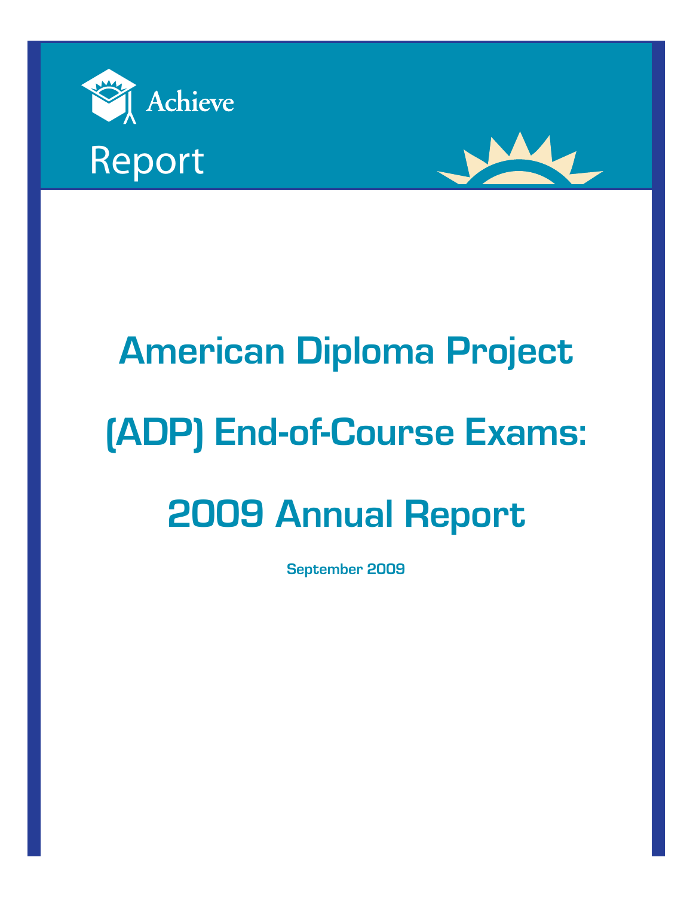Achieve

Report

# American Diploma Project (ADP) End-of-Course Exams: 2009 Annual Report

**September 2009**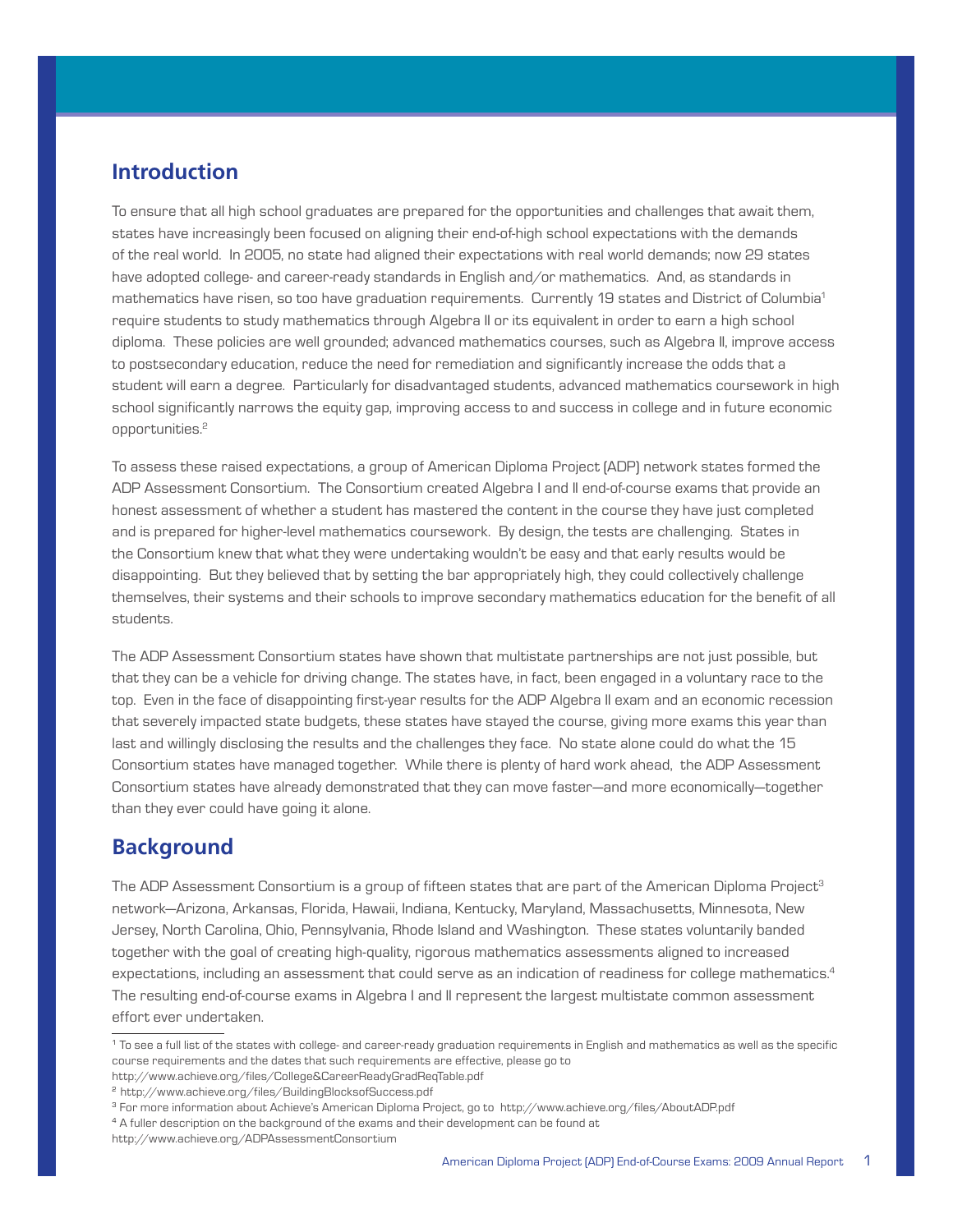## Introduction

To ensure that all high school graduates are prepared for the opportunities and challenges that await them, states have increasingly been focused on aligning their end-of-high school expectations with the demands of the real world. In 2005, no state had aligned their expectations with real world demands; now 29 states have adopted college- and career-ready standards in English and/or mathematics. And, as standards in mathematics have risen, so too have graduation requirements. Currently 19 states and District of Columbia[1] require students to study mathematics through Algebra II or its equivalent in order to earn a high school diploma. These policies are well grounded; advanced mathematics courses, such as Algebra II, improve access to postsecondary education, reduce the need for remediation and significantly increase the odds that a student will earn a degree. Particularly for disadvantaged students, advanced mathematics coursework in high school significantly narrows the equity gap, improving access to and success in college and in future economic opportunities.[2]

To assess these raised expectations, a group of American Diploma Project (ADP) network states formed the ADP Assessment Consortium. The Consortium created Algebra I and II end-of-course exams that provide an honest assessment of whether a student has mastered the content in the course they have just completed and is prepared for higher-level mathematics coursework. By design, the tests are challenging. States in the Consortium knew that what they were undertaking wouldn't be easy and that early results would be disappointing. But they believed that by setting the bar appropriately high, they could collectively challenge themselves, their systems and their schools to improve secondary mathematics education for the benefit of all students.

The ADP Assessment Consortium states have shown that multistate partnerships are not just possible, but that they can be a vehicle for driving change. The states have, in fact, been engaged in a voluntary race to the top. Even in the face of disappointing first-year results for the ADP Algebra II exam and an economic recession that severely impacted state budgets, these states have stayed the course, giving more exams this year than last and willingly disclosing the results and the challenges they face. No state alone could do what the 15 Consortium states have managed together. While there is plenty of hard work ahead, the ADP Assessment Consortium states have already demonstrated that they can move faster—and more economically—together than they ever could have going it alone.

## Background

The ADP Assessment Consortium is a group of fifteen states that are part of the American Diploma Project[3] network—Arizona, Arkansas, Florida, Hawaii, Indiana, Kentucky, Maryland, Massachusetts, Minnesota, New Jersey, North Carolina, Ohio, Pennsylvania, Rhode Island and Washington. These states voluntarily banded together with the goal of creating high-quality, rigorous mathematics assessments aligned to increased expectations, including an assessment that could serve as an indication of readiness for college mathematics.[4] The resulting end-of-course exams in Algebra I and II represent the largest multistate common assessment effort ever undertaken.

---

[1] To see a full list of the states with college- and career-ready graduation requirements in English and mathematics as well as the specific course requirements and the dates that such requirements are effective, please go to http://www.achieve.org/files/College&CareerReadyGradReqTable.pdf

[2] http://www.achieve.org/files/BuildingBlocksofSuccess.pdf

[3] For more information about Achieve's American Diploma Project, go to http://www.achieve.org/files/AboutADP.pdf

[4] A fuller description on the background of the exams and their development can be found at http://www.achieve.org/ADPAssessmentConsortium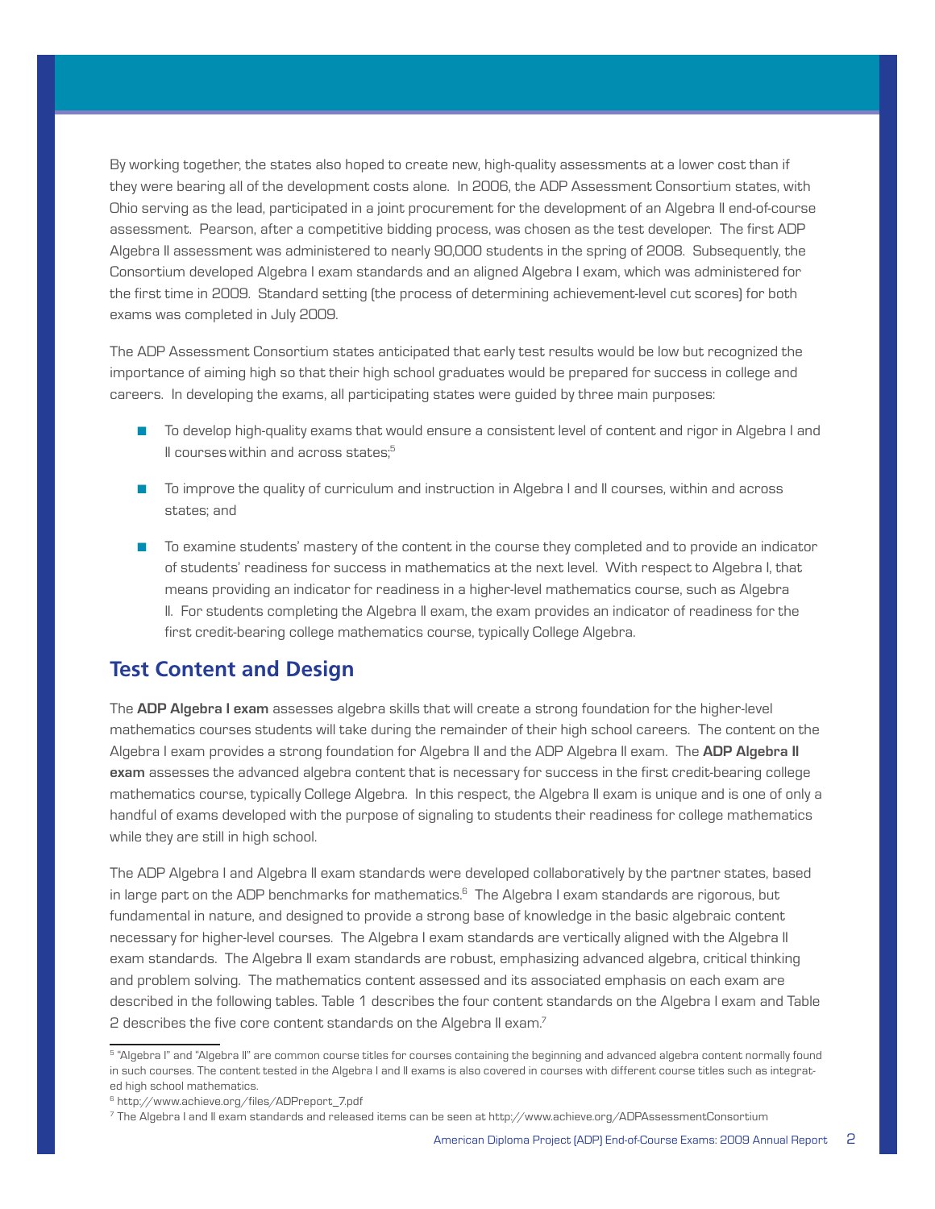By working together, the states also hoped to create new, high-quality assessments at a lower cost than if they were bearing all of the development costs alone. In 2006, the ADP Assessment Consortium states, with Ohio serving as the lead, participated in a joint procurement for the development of an Algebra II end-of-course assessment. Pearson, after a competitive bidding process, was chosen as the test developer. The first ADP Algebra II assessment was administered to nearly 90,000 students in the spring of 2008. Subsequently, the Consortium developed Algebra I exam standards and an aligned Algebra I exam, which was administered for the first time in 2009. Standard setting (the process of determining achievement-level cut scores) for both exams was completed in July 2009.

The ADP Assessment Consortium states anticipated that early test results would be low but recognized the importance of aiming high so that their high school graduates would be prepared for success in college and careers. In developing the exams, all participating states were guided by three main purposes:

- To develop high-quality exams that would ensure a consistent level of content and rigor in Algebra I and II courses within and across states;[5]
- To improve the quality of curriculum and instruction in Algebra I and II courses, within and across states; and
- To examine students' mastery of the content in the course they completed and to provide an indicator of students' readiness for success in mathematics at the next level. With respect to Algebra I, that means providing an indicator for readiness in a higher-level mathematics course, such as Algebra II. For students completing the Algebra II exam, the exam provides an indicator of readiness for the first credit-bearing college mathematics course, typically College Algebra.

## Test Content and Design

The **ADP Algebra I exam** assesses algebra skills that will create a strong foundation for the higher-level mathematics courses students will take during the remainder of their high school careers. The content on the Algebra I exam provides a strong foundation for Algebra II and the ADP Algebra II exam. The **ADP Algebra II exam** assesses the advanced algebra content that is necessary for success in the first credit-bearing college mathematics course, typically College Algebra. In this respect, the Algebra II exam is unique and is one of only a handful of exams developed with the purpose of signaling to students their readiness for college mathematics while they are still in high school.

The ADP Algebra I and Algebra II exam standards were developed collaboratively by the partner states, based in large part on the ADP benchmarks for mathematics.[6] The Algebra I exam standards are rigorous, but fundamental in nature, and designed to provide a strong base of knowledge in the basic algebraic content necessary for higher-level courses. The Algebra I exam standards are vertically aligned with the Algebra II exam standards. The Algebra II exam standards are robust, emphasizing advanced algebra, critical thinking and problem solving. The mathematics content assessed and its associated emphasis on each exam are described in the following tables. Table 1 describes the four content standards on the Algebra I exam and Table 2 describes the five core content standards on the Algebra II exam.[7]

---

[5] "Algebra I" and "Algebra II" are common course titles for courses containing the beginning and advanced algebra content normally found in such courses. The content tested in the Algebra I and II exams is also covered in courses with different course titles such as integrated high school mathematics.

[6] http://www.achieve.org/files/ADPreport_7.pdf

[7] The Algebra I and II exam standards and released items can be seen at http://www.achieve.org/ADPAssessmentConsortium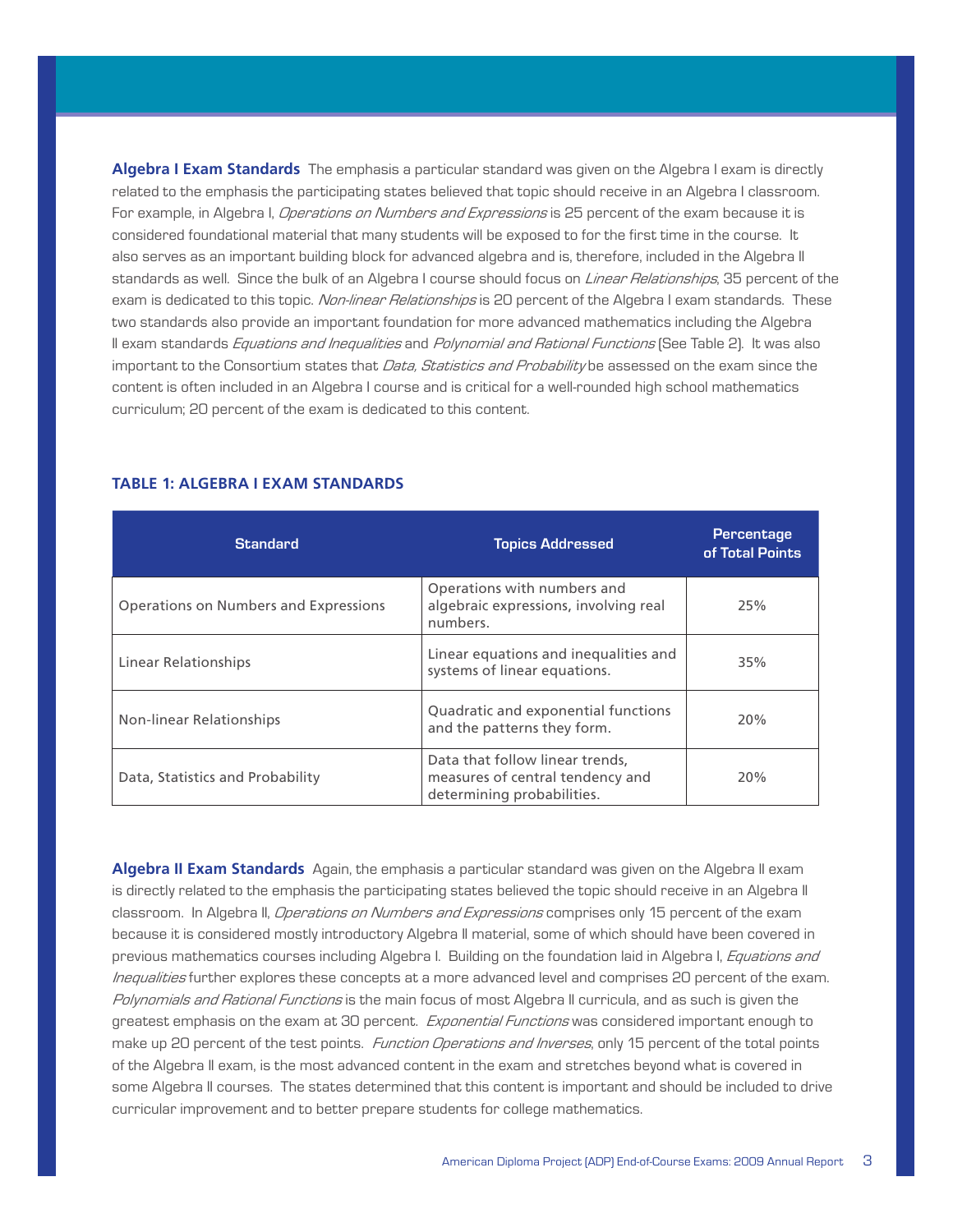**Algebra I Exam Standards** The emphasis a particular standard was given on the Algebra I exam is directly related to the emphasis the participating states believed that topic should receive in an Algebra I classroom. For example, in Algebra I, *Operations on Numbers and Expressions* is 25 percent of the exam because it is considered foundational material that many students will be exposed to for the first time in the course. It also serves as an important building block for advanced algebra and is, therefore, included in the Algebra II standards as well. Since the bulk of an Algebra I course should focus on *Linear Relationships*, 35 percent of the exam is dedicated to this topic. *Non-linear Relationships* is 20 percent of the Algebra I exam standards. These two standards also provide an important foundation for more advanced mathematics including the Algebra II exam standards *Equations and Inequalities* and *Polynomial and Rational Functions* (See Table 2). It was also important to the Consortium states that *Data, Statistics and Probability* be assessed on the exam since the content is often included in an Algebra I course and is critical for a well-rounded high school mathematics curriculum; 20 percent of the exam is dedicated to this content.

### TABLE 1: ALGEBRA I EXAM STANDARDS

| Standard | Topics Addressed | Percentage of Total Points |
|---|---|---|
| Operations on Numbers and Expressions | Operations with numbers and algebraic expressions, involving real numbers. | 25% |
| Linear Relationships | Linear equations and inequalities and systems of linear equations. | 35% |
| Non-linear Relationships | Quadratic and exponential functions and the patterns they form. | 20% |
| Data, Statistics and Probability | Data that follow linear trends, measures of central tendency and determining probabilities. | 20% |

**Algebra II Exam Standards** Again, the emphasis a particular standard was given on the Algebra II exam is directly related to the emphasis the participating states believed the topic should receive in an Algebra II classroom. In Algebra II, *Operations on Numbers and Expressions* comprises only 15 percent of the exam because it is considered mostly introductory Algebra II material, some of which should have been covered in previous mathematics courses including Algebra I. Building on the foundation laid in Algebra I, *Equations and Inequalities* further explores these concepts at a more advanced level and comprises 20 percent of the exam. *Polynomials and Rational Functions* is the main focus of most Algebra II curricula, and as such is given the greatest emphasis on the exam at 30 percent. *Exponential Functions* was considered important enough to make up 20 percent of the test points. *Function Operations and Inverses*, only 15 percent of the total points of the Algebra II exam, is the most advanced content in the exam and stretches beyond what is covered in some Algebra II courses. The states determined that this content is important and should be included to drive curricular improvement and to better prepare students for college mathematics.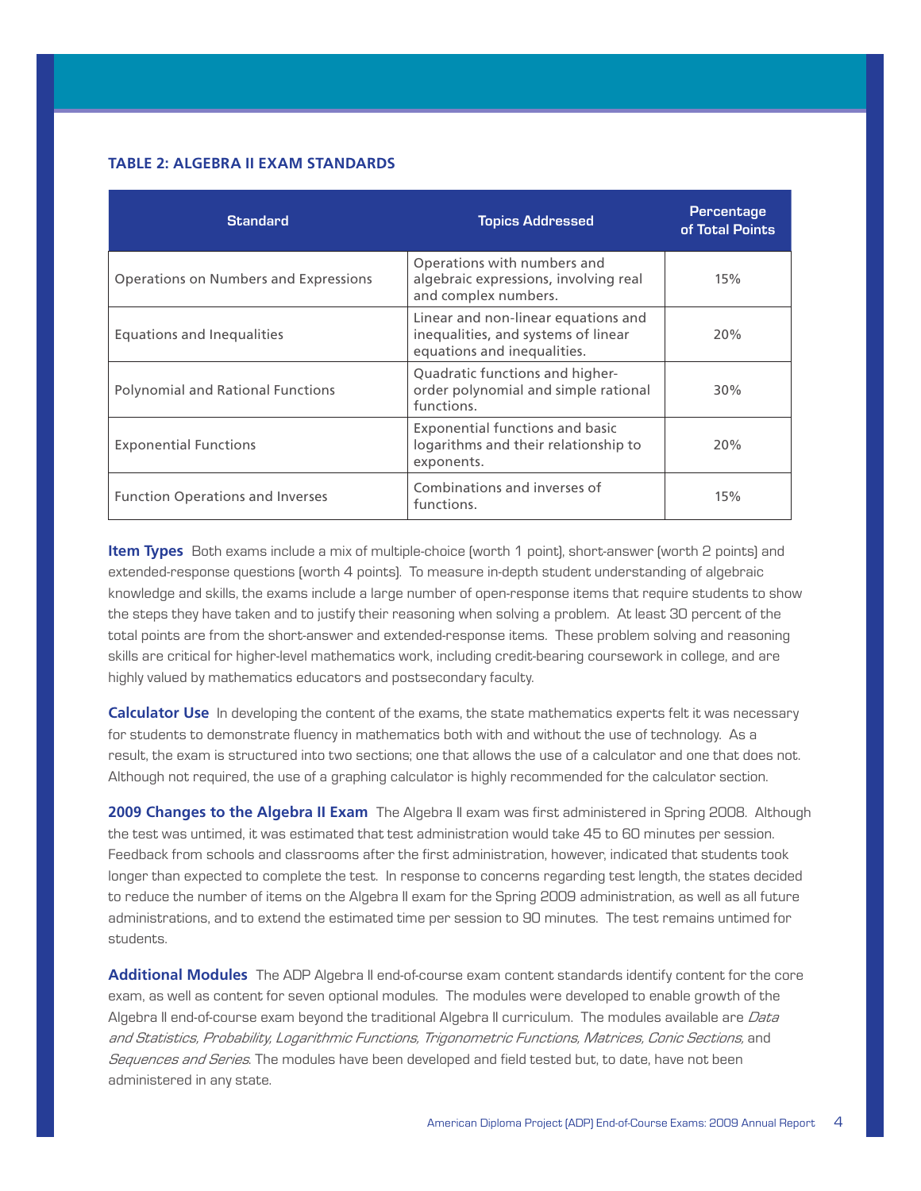**TABLE 2: ALGEBRA II EXAM STANDARDS**

| Standard | Topics Addressed | Percentage of Total Points |
|---|---|---|
| Operations on Numbers and Expressions | Operations with numbers and algebraic expressions, involving real and complex numbers. | 15% |
| Equations and Inequalities | Linear and non-linear equations and inequalities, and systems of linear equations and inequalities. | 20% |
| Polynomial and Rational Functions | Quadratic functions and higher-order polynomial and simple rational functions. | 30% |
| Exponential Functions | Exponential functions and basic logarithms and their relationship to exponents. | 20% |
| Function Operations and Inverses | Combinations and inverses of functions. | 15% |

**Item Types** Both exams include a mix of multiple-choice (worth 1 point), short-answer (worth 2 points) and extended-response questions (worth 4 points). To measure in-depth student understanding of algebraic knowledge and skills, the exams include a large number of open-response items that require students to show the steps they have taken and to justify their reasoning when solving a problem. At least 30 percent of the total points are from the short-answer and extended-response items. These problem solving and reasoning skills are critical for higher-level mathematics work, including credit-bearing coursework in college, and are highly valued by mathematics educators and postsecondary faculty.

**Calculator Use** In developing the content of the exams, the state mathematics experts felt it was necessary for students to demonstrate fluency in mathematics both with and without the use of technology. As a result, the exam is structured into two sections; one that allows the use of a calculator and one that does not. Although not required, the use of a graphing calculator is highly recommended for the calculator section.

**2009 Changes to the Algebra II Exam** The Algebra II exam was first administered in Spring 2008. Although the test was untimed, it was estimated that test administration would take 45 to 60 minutes per session. Feedback from schools and classrooms after the first administration, however, indicated that students took longer than expected to complete the test. In response to concerns regarding test length, the states decided to reduce the number of items on the Algebra II exam for the Spring 2009 administration, as well as all future administrations, and to extend the estimated time per session to 90 minutes. The test remains untimed for students.

**Additional Modules** The ADP Algebra II end-of-course exam content standards identify content for the core exam, as well as content for seven optional modules. The modules were developed to enable growth of the Algebra II end-of-course exam beyond the traditional Algebra II curriculum. The modules available are *Data and Statistics, Probability, Logarithmic Functions, Trigonometric Functions, Matrices, Conic Sections*, and *Sequences and Series*. The modules have been developed and field tested but, to date, have not been administered in any state.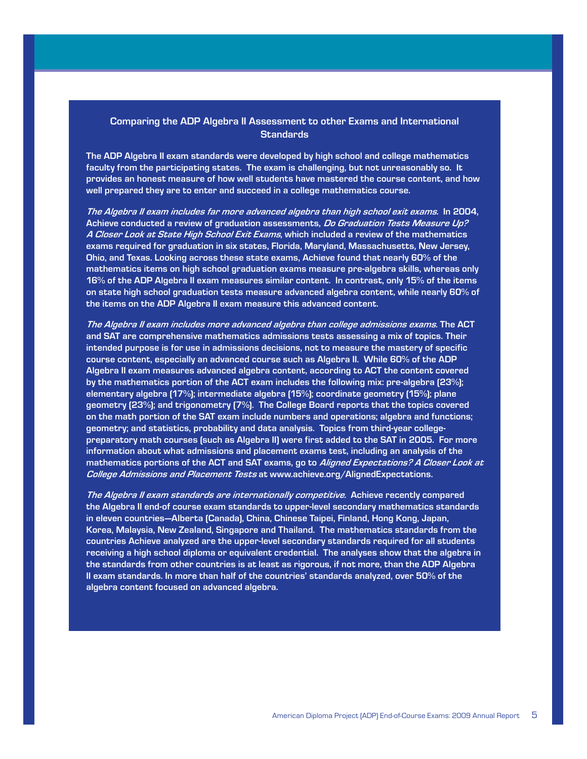## Comparing the ADP Algebra II Assessment to other Exams and International Standards

The ADP Algebra II exam standards were developed by high school and college mathematics faculty from the participating states. The exam is challenging, but not unreasonably so. It provides an honest measure of how well students have mastered the course content, and how well prepared they are to enter and succeed in a college mathematics course.

*The Algebra II exam includes far more advanced algebra than high school exit exams.* In 2004, Achieve conducted a review of graduation assessments, *Do Graduation Tests Measure Up? A Closer Look at State High School Exit Exams*, which included a review of the mathematics exams required for graduation in six states, Florida, Maryland, Massachusetts, New Jersey, Ohio, and Texas. Looking across these state exams, Achieve found that nearly 60% of the mathematics items on high school graduation exams measure pre-algebra skills, whereas only 16% of the ADP Algebra II exam measures similar content. In contrast, only 15% of the items on state high school graduation tests measure advanced algebra content, while nearly 60% of the items on the ADP Algebra II exam measure this advanced content.

*The Algebra II exam includes more advanced algebra than college admissions exams.* The ACT and SAT are comprehensive mathematics admissions tests assessing a mix of topics. Their intended purpose is for use in admissions decisions, not to measure the mastery of specific course content, especially an advanced course such as Algebra II. While 60% of the ADP Algebra II exam measures advanced algebra content, according to ACT the content covered by the mathematics portion of the ACT exam includes the following mix: pre-algebra (23%); elementary algebra (17%); intermediate algebra (15%); coordinate geometry (15%); plane geometry (23%); and trigonometry (7%). The College Board reports that the topics covered on the math portion of the SAT exam include numbers and operations; algebra and functions; geometry; and statistics, probability and data analysis. Topics from third-year college-preparatory math courses (such as Algebra II) were first added to the SAT in 2005. For more information about what admissions and placement exams test, including an analysis of the mathematics portions of the ACT and SAT exams, go to *Aligned Expectations? A Closer Look at College Admissions and Placement Tests* at www.achieve.org/AlignedExpectations.

*The Algebra II exam standards are internationally competitive.* Achieve recently compared the Algebra II end-of course exam standards to upper-level secondary mathematics standards in eleven countries—Alberta (Canada), China, Chinese Taipei, Finland, Hong Kong, Japan, Korea, Malaysia, New Zealand, Singapore and Thailand. The mathematics standards from the countries Achieve analyzed are the upper-level secondary standards required for all students receiving a high school diploma or equivalent credential. The analyses show that the algebra in the standards from other countries is at least as rigorous, if not more, than the ADP Algebra II exam standards. In more than half of the countries' standards analyzed, over 50% of the algebra content focused on advanced algebra.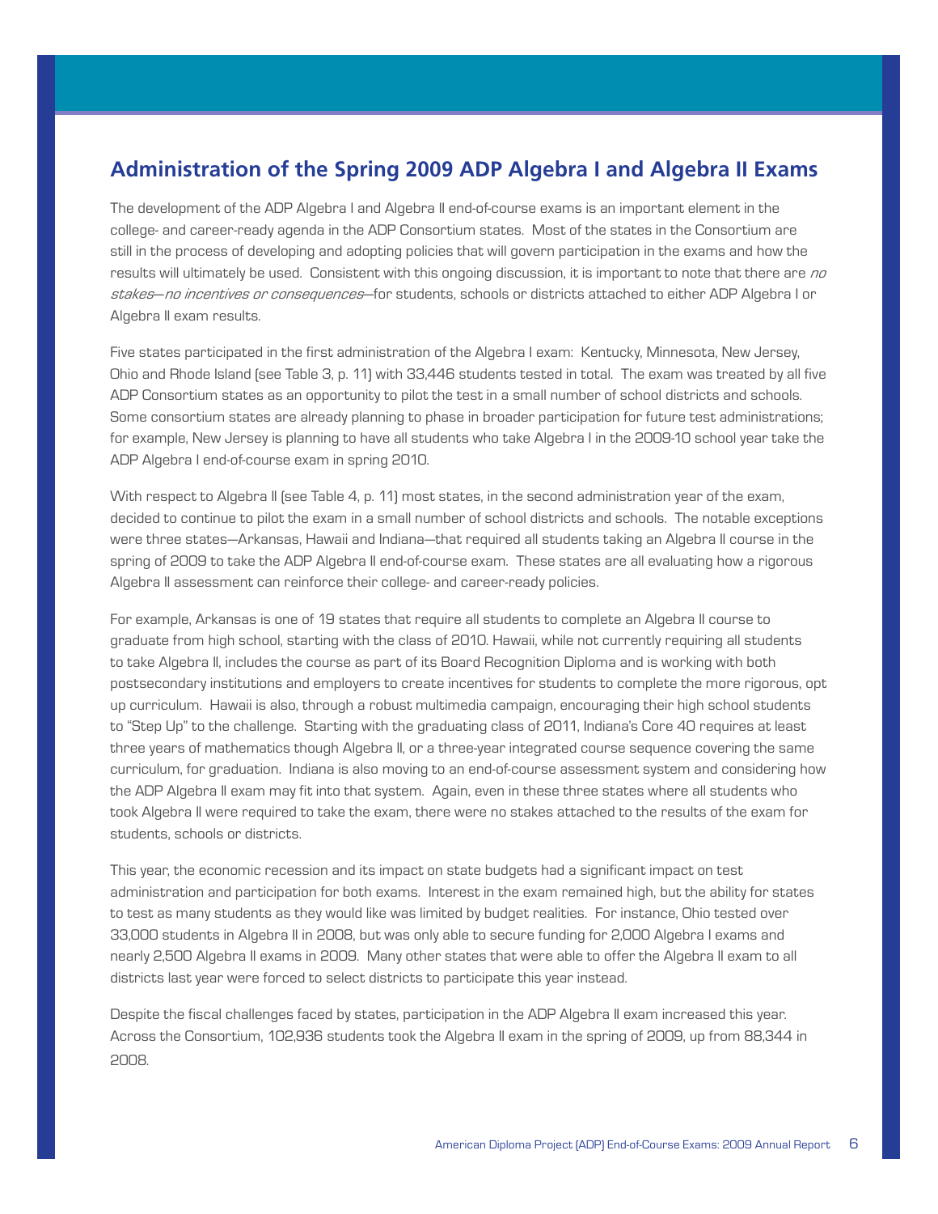## Administration of the Spring 2009 ADP Algebra I and Algebra II Exams

The development of the ADP Algebra I and Algebra II end-of-course exams is an important element in the college- and career-ready agenda in the ADP Consortium states. Most of the states in the Consortium are still in the process of developing and adopting policies that will govern participation in the exams and how the results will ultimately be used. Consistent with this ongoing discussion, it is important to note that there are *no stakes—no incentives or consequences*—for students, schools or districts attached to either ADP Algebra I or Algebra II exam results.

Five states participated in the first administration of the Algebra I exam: Kentucky, Minnesota, New Jersey, Ohio and Rhode Island (see Table 3, p. 11) with 33,446 students tested in total. The exam was treated by all five ADP Consortium states as an opportunity to pilot the test in a small number of school districts and schools. Some consortium states are already planning to phase in broader participation for future test administrations; for example, New Jersey is planning to have all students who take Algebra I in the 2009-10 school year take the ADP Algebra I end-of-course exam in spring 2010.

With respect to Algebra II (see Table 4, p. 11) most states, in the second administration year of the exam, decided to continue to pilot the exam in a small number of school districts and schools. The notable exceptions were three states—Arkansas, Hawaii and Indiana—that required all students taking an Algebra II course in the spring of 2009 to take the ADP Algebra II end-of-course exam. These states are all evaluating how a rigorous Algebra II assessment can reinforce their college- and career-ready policies.

For example, Arkansas is one of 19 states that require all students to complete an Algebra II course to graduate from high school, starting with the class of 2010. Hawaii, while not currently requiring all students to take Algebra II, includes the course as part of its Board Recognition Diploma and is working with both postsecondary institutions and employers to create incentives for students to complete the more rigorous, opt up curriculum. Hawaii is also, through a robust multimedia campaign, encouraging their high school students to "Step Up" to the challenge. Starting with the graduating class of 2011, Indiana's Core 40 requires at least three years of mathematics though Algebra II, or a three-year integrated course sequence covering the same curriculum, for graduation. Indiana is also moving to an end-of-course assessment system and considering how the ADP Algebra II exam may fit into that system. Again, even in these three states where all students who took Algebra II were required to take the exam, there were no stakes attached to the results of the exam for students, schools or districts.

This year, the economic recession and its impact on state budgets had a significant impact on test administration and participation for both exams. Interest in the exam remained high, but the ability for states to test as many students as they would like was limited by budget realities. For instance, Ohio tested over 33,000 students in Algebra II in 2008, but was only able to secure funding for 2,000 Algebra I exams and nearly 2,500 Algebra II exams in 2009. Many other states that were able to offer the Algebra II exam to all districts last year were forced to select districts to participate this year instead.

Despite the fiscal challenges faced by states, participation in the ADP Algebra II exam increased this year. Across the Consortium, 102,936 students took the Algebra II exam in the spring of 2009, up from 88,344 in 2008.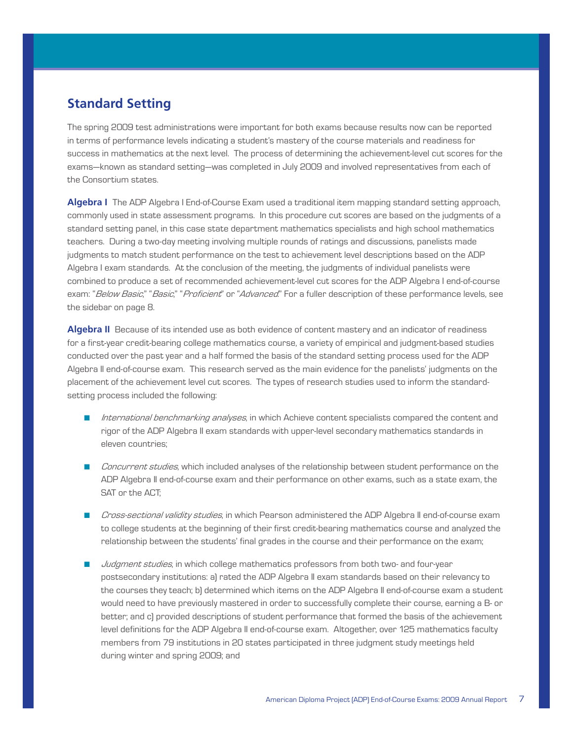## Standard Setting

The spring 2009 test administrations were important for both exams because results now can be reported in terms of performance levels indicating a student's mastery of the course materials and readiness for success in mathematics at the next level. The process of determining the achievement-level cut scores for the exams—known as standard setting—was completed in July 2009 and involved representatives from each of the Consortium states.

**Algebra I** The ADP Algebra I End-of-Course Exam used a traditional item mapping standard setting approach, commonly used in state assessment programs. In this procedure cut scores are based on the judgments of a standard setting panel, in this case state department mathematics specialists and high school mathematics teachers. During a two-day meeting involving multiple rounds of ratings and discussions, panelists made judgments to match student performance on the test to achievement level descriptions based on the ADP Algebra I exam standards. At the conclusion of the meeting, the judgments of individual panelists were combined to produce a set of recommended achievement-level cut scores for the ADP Algebra I end-of-course exam: "*Below Basic*," "*Basic*," "*Proficient*" or "*Advanced*." For a fuller description of these performance levels, see the sidebar on page 8.

**Algebra II** Because of its intended use as both evidence of content mastery and an indicator of readiness for a first-year credit-bearing college mathematics course, a variety of empirical and judgment-based studies conducted over the past year and a half formed the basis of the standard setting process used for the ADP Algebra II end-of-course exam. This research served as the main evidence for the panelists' judgments on the placement of the achievement level cut scores. The types of research studies used to inform the standard-setting process included the following:

- *International benchmarking analyses*, in which Achieve content specialists compared the content and rigor of the ADP Algebra II exam standards with upper-level secondary mathematics standards in eleven countries;
- *Concurrent studies*, which included analyses of the relationship between student performance on the ADP Algebra II end-of-course exam and their performance on other exams, such as a state exam, the SAT or the ACT;
- *Cross-sectional validity studies*, in which Pearson administered the ADP Algebra II end-of-course exam to college students at the beginning of their first credit-bearing mathematics course and analyzed the relationship between the students' final grades in the course and their performance on the exam;
- *Judgment studies*, in which college mathematics professors from both two- and four-year postsecondary institutions: a) rated the ADP Algebra II exam standards based on their relevancy to the courses they teach; b) determined which items on the ADP Algebra II end-of-course exam a student would need to have previously mastered in order to successfully complete their course, earning a B- or better; and c) provided descriptions of student performance that formed the basis of the achievement level definitions for the ADP Algebra II end-of-course exam. Altogether, over 125 mathematics faculty members from 79 institutions in 20 states participated in three judgment study meetings held during winter and spring 2009; and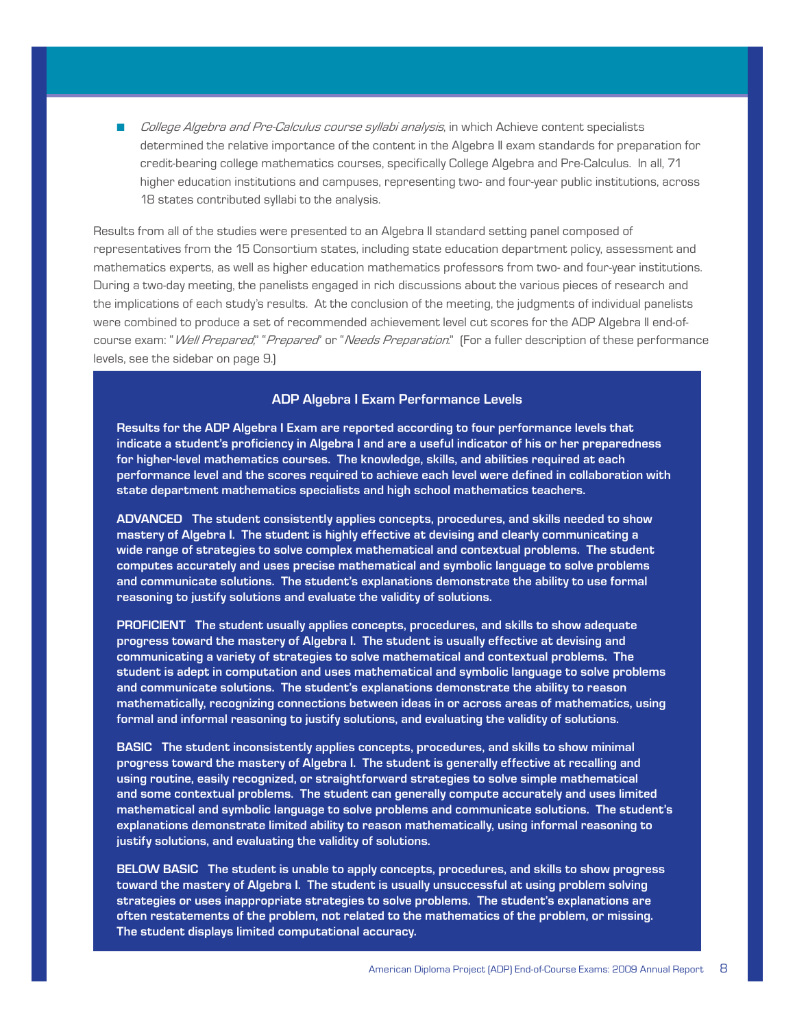- *College Algebra and Pre-Calculus course syllabi analysis*, in which Achieve content specialists determined the relative importance of the content in the Algebra II exam standards for preparation for credit-bearing college mathematics courses, specifically College Algebra and Pre-Calculus. In all, 71 higher education institutions and campuses, representing two- and four-year public institutions, across 18 states contributed syllabi to the analysis.

Results from all of the studies were presented to an Algebra II standard setting panel composed of representatives from the 15 Consortium states, including state education department policy, assessment and mathematics experts, as well as higher education mathematics professors from two- and four-year institutions. During a two-day meeting, the panelists engaged in rich discussions about the various pieces of research and the implications of each study's results. At the conclusion of the meeting, the judgments of individual panelists were combined to produce a set of recommended achievement level cut scores for the ADP Algebra II end-of-course exam: "*Well Prepared*," "*Prepared*" or "*Needs Preparation*." (For a fuller description of these performance levels, see the sidebar on page 9.)

### ADP Algebra I Exam Performance Levels

**Results for the ADP Algebra I Exam are reported according to four performance levels that indicate a student's proficiency in Algebra I and are a useful indicator of his or her preparedness for higher-level mathematics courses. The knowledge, skills, and abilities required at each performance level and the scores required to achieve each level were defined in collaboration with state department mathematics specialists and high school mathematics teachers.**

**ADVANCED** **The student consistently applies concepts, procedures, and skills needed to show mastery of Algebra I. The student is highly effective at devising and clearly communicating a wide range of strategies to solve complex mathematical and contextual problems. The student computes accurately and uses precise mathematical and symbolic language to solve problems and communicate solutions. The student's explanations demonstrate the ability to use formal reasoning to justify solutions and evaluate the validity of solutions.**

**PROFICIENT** **The student usually applies concepts, procedures, and skills to show adequate progress toward the mastery of Algebra I. The student is usually effective at devising and communicating a variety of strategies to solve mathematical and contextual problems. The student is adept in computation and uses mathematical and symbolic language to solve problems and communicate solutions. The student's explanations demonstrate the ability to reason mathematically, recognizing connections between ideas in or across areas of mathematics, using formal and informal reasoning to justify solutions, and evaluating the validity of solutions.**

**BASIC** **The student inconsistently applies concepts, procedures, and skills to show minimal progress toward the mastery of Algebra I. The student is generally effective at recalling and using routine, easily recognized, or straightforward strategies to solve simple mathematical and some contextual problems. The student can generally compute accurately and uses limited mathematical and symbolic language to solve problems and communicate solutions. The student's explanations demonstrate limited ability to reason mathematically, using informal reasoning to justify solutions, and evaluating the validity of solutions.**

**BELOW BASIC** **The student is unable to apply concepts, procedures, and skills to show progress toward the mastery of Algebra I. The student is usually unsuccessful at using problem solving strategies or uses inappropriate strategies to solve problems. The student's explanations are often restatements of the problem, not related to the mathematics of the problem, or missing. The student displays limited computational accuracy.**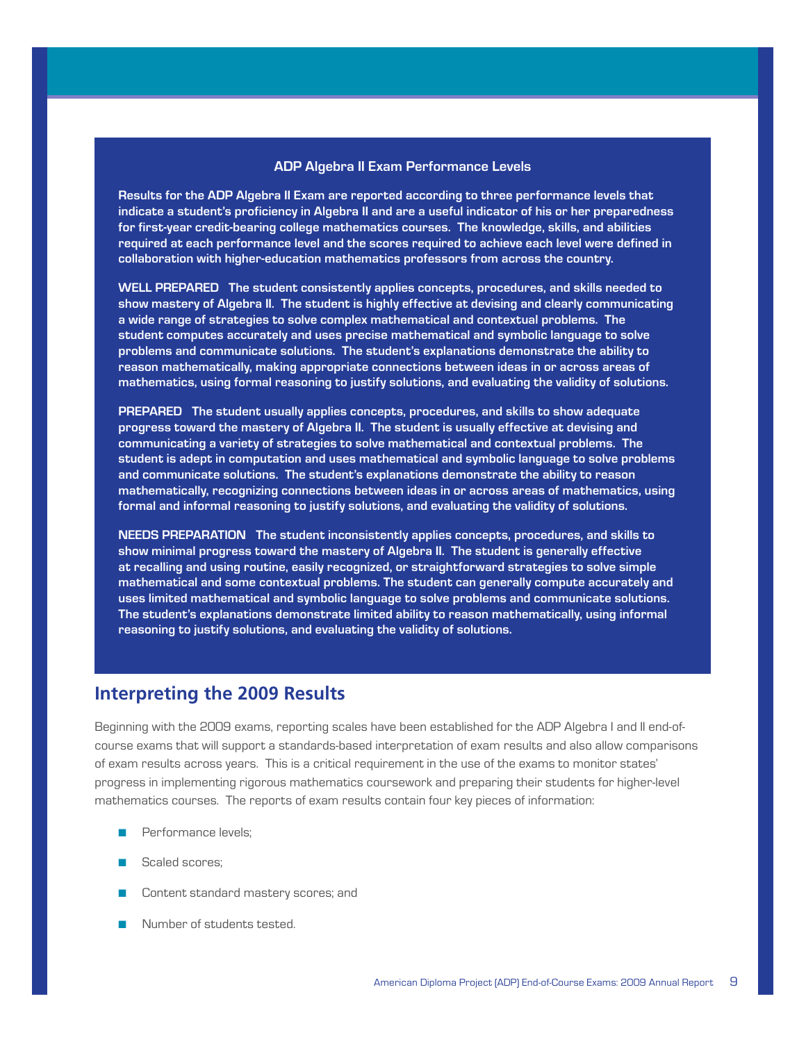### ADP Algebra II Exam Performance Levels

**Results for the ADP Algebra II Exam are reported according to three performance levels that indicate a student's proficiency in Algebra II and are a useful indicator of his or her preparedness for first-year credit-bearing college mathematics courses. The knowledge, skills, and abilities required at each performance level and the scores required to achieve each level were defined in collaboration with higher-education mathematics professors from across the country.**

**WELL PREPARED** The student consistently applies concepts, procedures, and skills needed to show mastery of Algebra II. The student is highly effective at devising and clearly communicating a wide range of strategies to solve complex mathematical and contextual problems. The student computes accurately and uses precise mathematical and symbolic language to solve problems and communicate solutions. The student's explanations demonstrate the ability to reason mathematically, making appropriate connections between ideas in or across areas of mathematics, using formal reasoning to justify solutions, and evaluating the validity of solutions.

**PREPARED** The student usually applies concepts, procedures, and skills to show adequate progress toward the mastery of Algebra II. The student is usually effective at devising and communicating a variety of strategies to solve mathematical and contextual problems. The student is adept in computation and uses mathematical and symbolic language to solve problems and communicate solutions. The student's explanations demonstrate the ability to reason mathematically, recognizing connections between ideas in or across areas of mathematics, using formal and informal reasoning to justify solutions, and evaluating the validity of solutions.

**NEEDS PREPARATION** The student inconsistently applies concepts, procedures, and skills to show minimal progress toward the mastery of Algebra II. The student is generally effective at recalling and using routine, easily recognized, or straightforward strategies to solve simple mathematical and some contextual problems. The student can generally compute accurately and uses limited mathematical and symbolic language to solve problems and communicate solutions. The student's explanations demonstrate limited ability to reason mathematically, using informal reasoning to justify solutions, and evaluating the validity of solutions.

## Interpreting the 2009 Results

Beginning with the 2009 exams, reporting scales have been established for the ADP Algebra I and II end-of-course exams that will support a standards-based interpretation of exam results and also allow comparisons of exam results across years. This is a critical requirement in the use of the exams to monitor states' progress in implementing rigorous mathematics coursework and preparing their students for higher-level mathematics courses. The reports of exam results contain four key pieces of information:

- Performance levels;
- Scaled scores;
- Content standard mastery scores; and
- Number of students tested.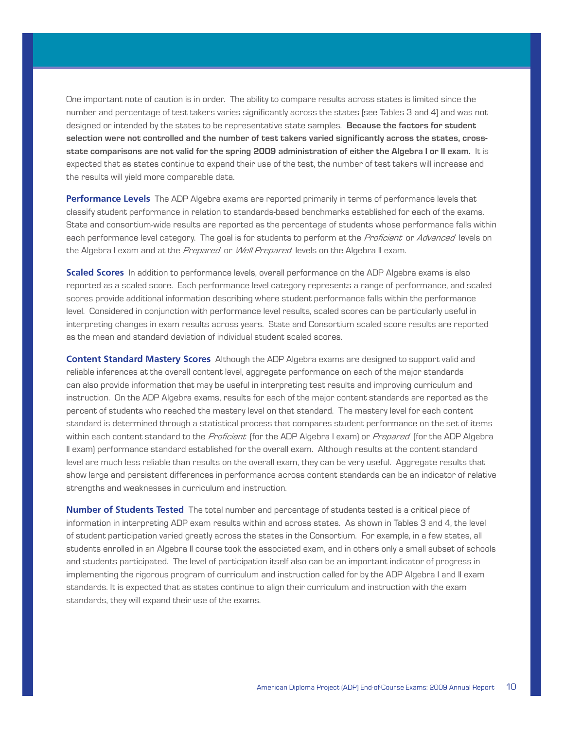One important note of caution is in order. The ability to compare results across states is limited since the number and percentage of test takers varies significantly across the states (see Tables 3 and 4) and was not designed or intended by the states to be representative state samples. **Because the factors for student selection were not controlled and the number of test takers varied significantly across the states, cross-state comparisons are not valid for the spring 2009 administration of either the Algebra I or II exam.** It is expected that as states continue to expand their use of the test, the number of test takers will increase and the results will yield more comparable data.

**Performance Levels** The ADP Algebra exams are reported primarily in terms of performance levels that classify student performance in relation to standards-based benchmarks established for each of the exams. State and consortium-wide results are reported as the percentage of students whose performance falls within each performance level category. The goal is for students to perform at the *Proficient* or *Advanced* levels on the Algebra I exam and at the *Prepared* or *Well Prepared* levels on the Algebra II exam.

**Scaled Scores** In addition to performance levels, overall performance on the ADP Algebra exams is also reported as a scaled score. Each performance level category represents a range of performance, and scaled scores provide additional information describing where student performance falls within the performance level. Considered in conjunction with performance level results, scaled scores can be particularly useful in interpreting changes in exam results across years. State and Consortium scaled score results are reported as the mean and standard deviation of individual student scaled scores.

**Content Standard Mastery Scores** Although the ADP Algebra exams are designed to support valid and reliable inferences at the overall content level, aggregate performance on each of the major standards can also provide information that may be useful in interpreting test results and improving curriculum and instruction. On the ADP Algebra exams, results for each of the major content standards are reported as the percent of students who reached the mastery level on that standard. The mastery level for each content standard is determined through a statistical process that compares student performance on the set of items within each content standard to the *Proficient* (for the ADP Algebra I exam) or *Prepared* (for the ADP Algebra II exam) performance standard established for the overall exam. Although results at the content standard level are much less reliable than results on the overall exam, they can be very useful. Aggregate results that show large and persistent differences in performance across content standards can be an indicator of relative strengths and weaknesses in curriculum and instruction.

**Number of Students Tested** The total number and percentage of students tested is a critical piece of information in interpreting ADP exam results within and across states. As shown in Tables 3 and 4, the level of student participation varied greatly across the states in the Consortium. For example, in a few states, all students enrolled in an Algebra II course took the associated exam, and in others only a small subset of schools and students participated. The level of participation itself also can be an important indicator of progress in implementing the rigorous program of curriculum and instruction called for by the ADP Algebra I and II exam standards. It is expected that as states continue to align their curriculum and instruction with the exam standards, they will expand their use of the exams.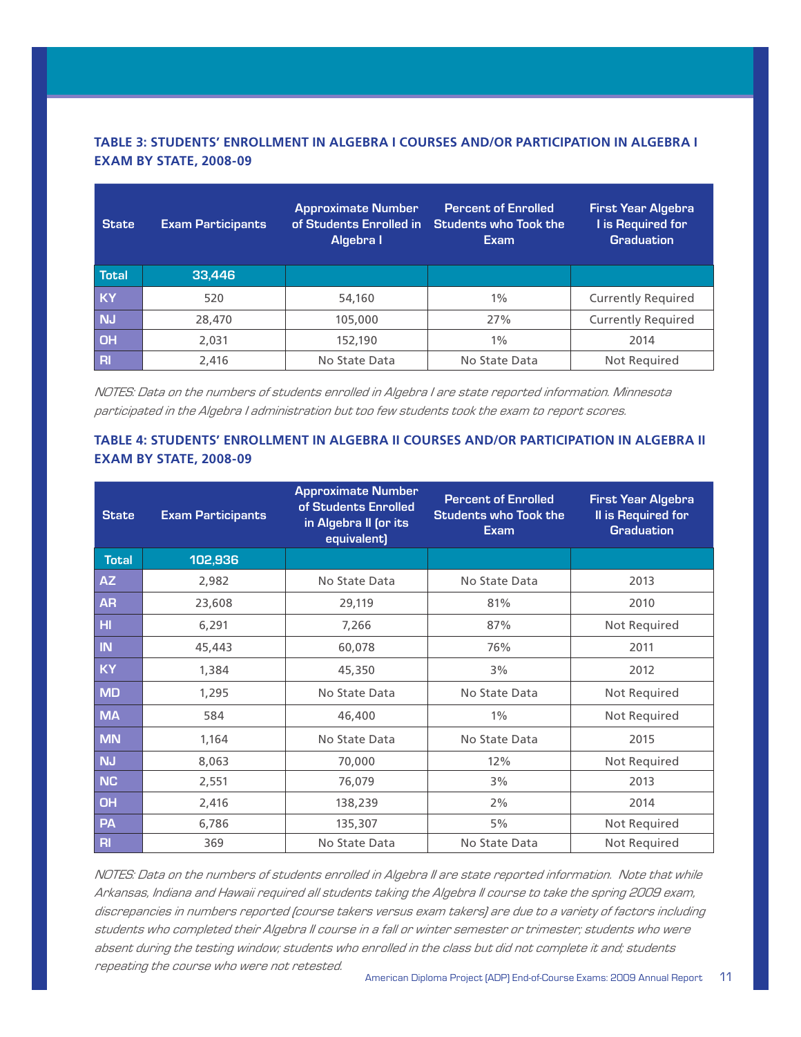### TABLE 3: STUDENTS' ENROLLMENT IN ALGEBRA I COURSES AND/OR PARTICIPATION IN ALGEBRA I EXAM BY STATE, 2008-09

| State | Exam Participants | Approximate Number of Students Enrolled in Algebra I | Percent of Enrolled Students who Took the Exam | First Year Algebra I is Required for Graduation |
|---|---|---|---|---|
| Total | 33,446 | | | |
| KY | 520 | 54,160 | 1% | Currently Required |
| NJ | 28,470 | 105,000 | 27% | Currently Required |
| OH | 2,031 | 152,190 | 1% | 2014 |
| RI | 2,416 | No State Data | No State Data | Not Required |

*NOTES: Data on the numbers of students enrolled in Algebra I are state reported information. Minnesota participated in the Algebra I administration but too few students took the exam to report scores.*

### TABLE 4: STUDENTS' ENROLLMENT IN ALGEBRA II COURSES AND/OR PARTICIPATION IN ALGEBRA II EXAM BY STATE, 2008-09

| State | Exam Participants | Approximate Number of Students Enrolled in Algebra II (or its equivalent) | Percent of Enrolled Students who Took the Exam | First Year Algebra II is Required for Graduation |
|---|---|---|---|---|
| Total | 102,936 | | | |
| AZ | 2,982 | No State Data | No State Data | 2013 |
| AR | 23,608 | 29,119 | 81% | 2010 |
| HI | 6,291 | 7,266 | 87% | Not Required |
| IN | 45,443 | 60,078 | 76% | 2011 |
| KY | 1,384 | 45,350 | 3% | 2012 |
| MD | 1,295 | No State Data | No State Data | Not Required |
| MA | 584 | 46,400 | 1% | Not Required |
| MN | 1,164 | No State Data | No State Data | 2015 |
| NJ | 8,063 | 70,000 | 12% | Not Required |
| NC | 2,551 | 76,079 | 3% | 2013 |
| OH | 2,416 | 138,239 | 2% | 2014 |
| PA | 6,786 | 135,307 | 5% | Not Required |
| RI | 369 | No State Data | No State Data | Not Required |

*NOTES: Data on the numbers of students enrolled in Algebra II are state reported information. Note that while Arkansas, Indiana and Hawaii required all students taking the Algebra II course to take the spring 2009 exam, discrepancies in numbers reported (course takers versus exam takers) are due to a variety of factors including students who completed their Algebra II course in a fall or winter semester or trimester; students who were absent during the testing window; students who enrolled in the class but did not complete it and; students repeating the course who were not retested.*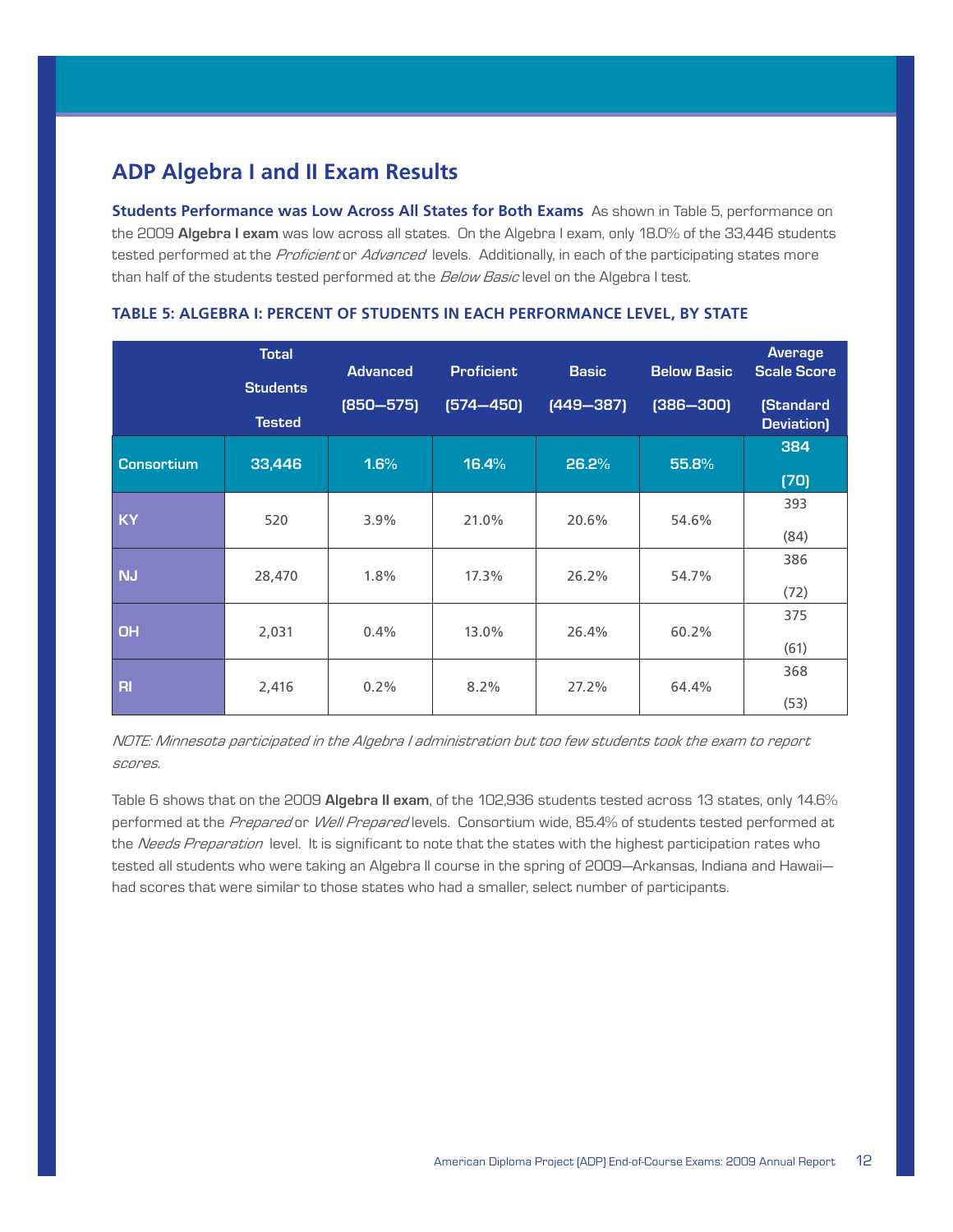## ADP Algebra I and II Exam Results

**Students Performance was Low Across All States for Both Exams** As shown in Table 5, performance on the 2009 **Algebra I exam** was low across all states. On the Algebra I exam, only 18.0% of the 33,446 students tested performed at the *Proficient* or *Advanced* levels. Additionally, in each of the participating states more than half of the students tested performed at the *Below Basic* level on the Algebra I test.

### TABLE 5: ALGEBRA I: PERCENT OF STUDENTS IN EACH PERFORMANCE LEVEL, BY STATE

| | Total Students Tested | Advanced (850—575) | Proficient (574—450) | Basic (449—387) | Below Basic (386—300) | Average Scale Score (Standard Deviation) |
|---|---|---|---|---|---|---|
| Consortium | 33,446 | 1.6% | 16.4% | 26.2% | 55.8% | 384 (70) |
| KY | 520 | 3.9% | 21.0% | 20.6% | 54.6% | 393 (84) |
| NJ | 28,470 | 1.8% | 17.3% | 26.2% | 54.7% | 386 (72) |
| OH | 2,031 | 0.4% | 13.0% | 26.4% | 60.2% | 375 (61) |
| RI | 2,416 | 0.2% | 8.2% | 27.2% | 64.4% | 368 (53) |

*NOTE: Minnesota participated in the Algebra I administration but too few students took the exam to report scores.*

Table 6 shows that on the 2009 **Algebra II exam**, of the 102,936 students tested across 13 states, only 14.6% performed at the *Prepared* or *Well Prepared* levels. Consortium wide, 85.4% of students tested performed at the *Needs Preparation* level. It is significant to note that the states with the highest participation rates who tested all students who were taking an Algebra II course in the spring of 2009—Arkansas, Indiana and Hawaii—had scores that were similar to those states who had a smaller, select number of participants.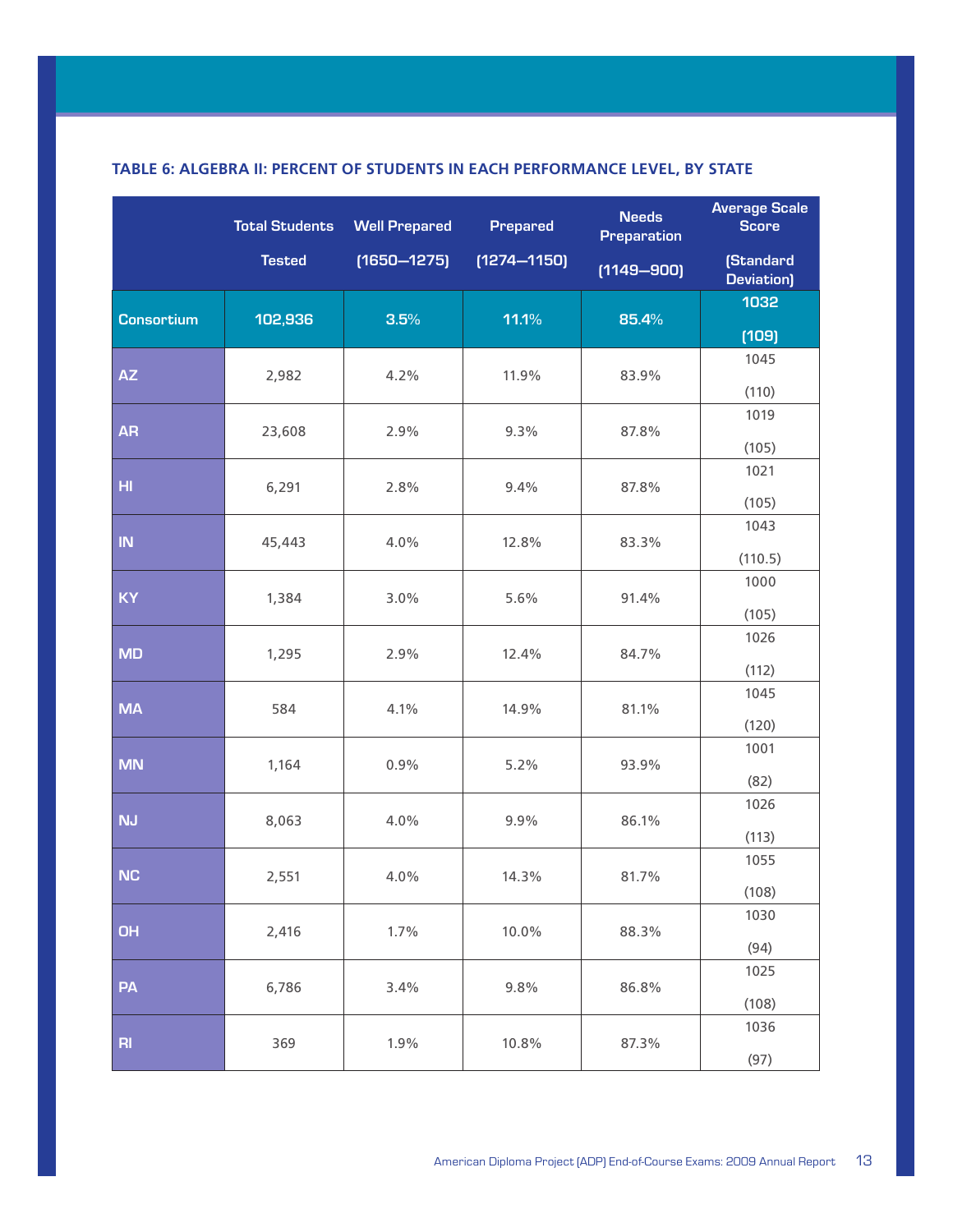### TABLE 6: ALGEBRA II: PERCENT OF STUDENTS IN EACH PERFORMANCE LEVEL, BY STATE

| | Total Students Tested | Well Prepared (1650—1275) | Prepared (1274—1150) | Needs Preparation (1149—900) | Average Scale Score (Standard Deviation) |
|---|---|---|---|---|---|
| Consortium | 102,936 | 3.5% | 11.1% | 85.4% | 1032 (109) |
| AZ | 2,982 | 4.2% | 11.9% | 83.9% | 1045 (110) |
| AR | 23,608 | 2.9% | 9.3% | 87.8% | 1019 (105) |
| HI | 6,291 | 2.8% | 9.4% | 87.8% | 1021 (105) |
| IN | 45,443 | 4.0% | 12.8% | 83.3% | 1043 (110.5) |
| KY | 1,384 | 3.0% | 5.6% | 91.4% | 1000 (105) |
| MD | 1,295 | 2.9% | 12.4% | 84.7% | 1026 (112) |
| MA | 584 | 4.1% | 14.9% | 81.1% | 1045 (120) |
| MN | 1,164 | 0.9% | 5.2% | 93.9% | 1001 (82) |
| NJ | 8,063 | 4.0% | 9.9% | 86.1% | 1026 (113) |
| NC | 2,551 | 4.0% | 14.3% | 81.7% | 1055 (108) |
| OH | 2,416 | 1.7% | 10.0% | 88.3% | 1030 (94) |
| PA | 6,786 | 3.4% | 9.8% | 86.8% | 1025 (108) |
| RI | 369 | 1.9% | 10.8% | 87.3% | 1036 (97) |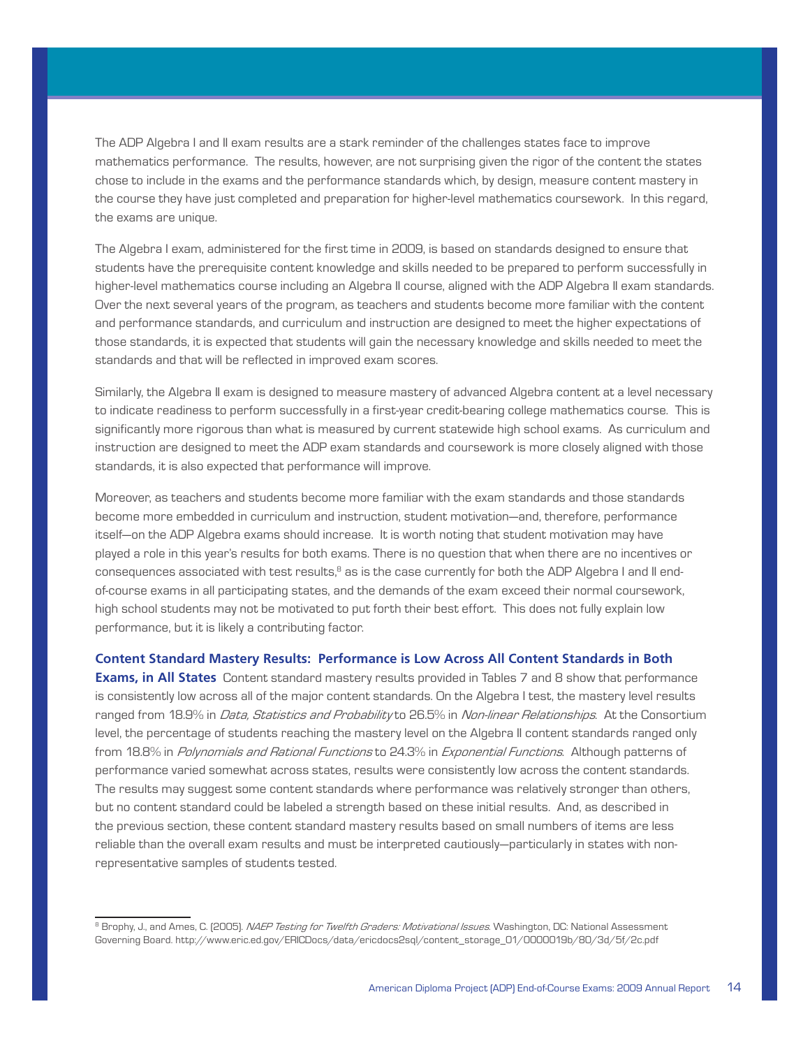The ADP Algebra I and II exam results are a stark reminder of the challenges states face to improve mathematics performance. The results, however, are not surprising given the rigor of the content the states chose to include in the exams and the performance standards which, by design, measure content mastery in the course they have just completed and preparation for higher-level mathematics coursework. In this regard, the exams are unique.

The Algebra I exam, administered for the first time in 2009, is based on standards designed to ensure that students have the prerequisite content knowledge and skills needed to be prepared to perform successfully in higher-level mathematics course including an Algebra II course, aligned with the ADP Algebra II exam standards. Over the next several years of the program, as teachers and students become more familiar with the content and performance standards, and curriculum and instruction are designed to meet the higher expectations of those standards, it is expected that students will gain the necessary knowledge and skills needed to meet the standards and that will be reflected in improved exam scores.

Similarly, the Algebra II exam is designed to measure mastery of advanced Algebra content at a level necessary to indicate readiness to perform successfully in a first-year credit-bearing college mathematics course. This is significantly more rigorous than what is measured by current statewide high school exams. As curriculum and instruction are designed to meet the ADP exam standards and coursework is more closely aligned with those standards, it is also expected that performance will improve.

Moreover, as teachers and students become more familiar with the exam standards and those standards become more embedded in curriculum and instruction, student motivation—and, therefore, performance itself—on the ADP Algebra exams should increase. It is worth noting that student motivation may have played a role in this year's results for both exams. There is no question that when there are no incentives or consequences associated with test results,[8] as is the case currently for both the ADP Algebra I and II end-of-course exams in all participating states, and the demands of the exam exceed their normal coursework, high school students may not be motivated to put forth their best effort. This does not fully explain low performance, but it is likely a contributing factor.

**Content Standard Mastery Results: Performance is Low Across All Content Standards in Both Exams, in All States** Content standard mastery results provided in Tables 7 and 8 show that performance is consistently low across all of the major content standards. On the Algebra I test, the mastery level results ranged from 18.9% in *Data, Statistics and Probability* to 26.5% in *Non-linear Relationships*. At the Consortium level, the percentage of students reaching the mastery level on the Algebra II content standards ranged only from 18.8% in *Polynomials and Rational Functions* to 24.3% in *Exponential Functions*. Although patterns of performance varied somewhat across states, results were consistently low across the content standards. The results may suggest some content standards where performance was relatively stronger than others, but no content standard could be labeled a strength based on these initial results. And, as described in the previous section, these content standard mastery results based on small numbers of items are less reliable than the overall exam results and must be interpreted cautiously—particularly in states with non-representative samples of students tested.

---

[8] Brophy, J., and Ames, C. (2005). *NAEP Testing for Twelfth Graders: Motivational Issues*. Washington, DC: National Assessment Governing Board. http://www.eric.ed.gov/ERICDocs/data/ericdocs2sql/content_storage_01/0000019b/80/3d/5f/2c.pdf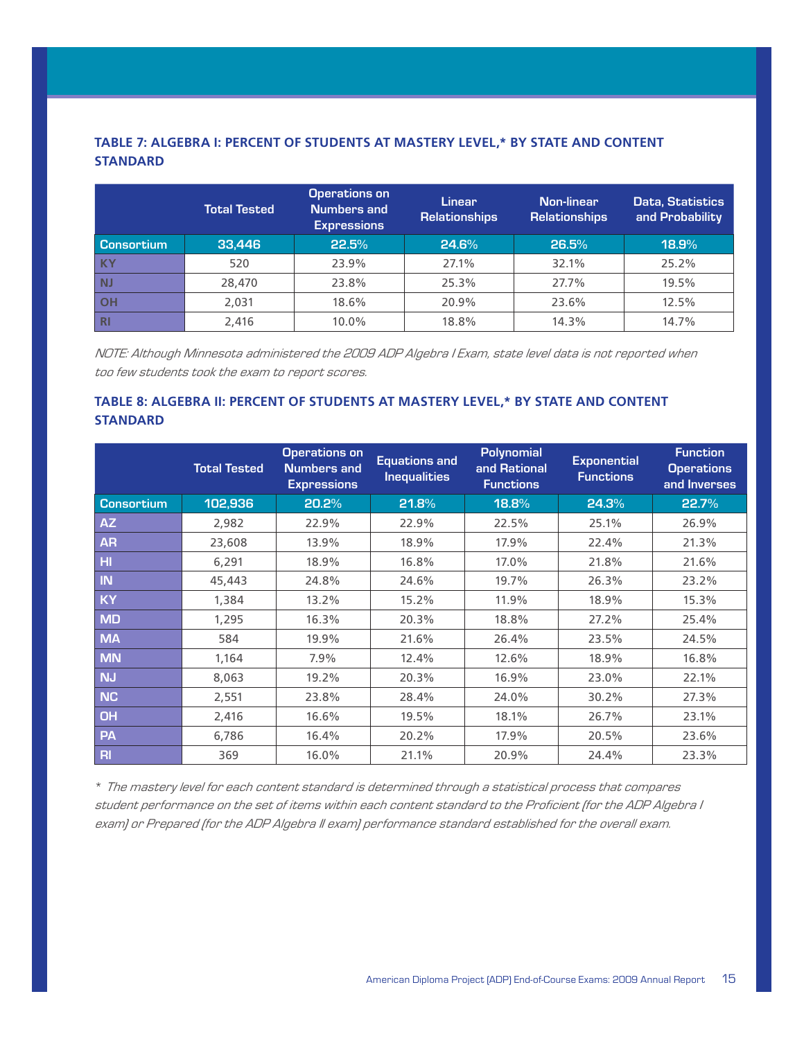### TABLE 7: ALGEBRA I: PERCENT OF STUDENTS AT MASTERY LEVEL,* BY STATE AND CONTENT STANDARD

| | Total Tested | Operations on Numbers and Expressions | Linear Relationships | Non-linear Relationships | Data, Statistics and Probability |
|---|---|---|---|---|---|
| Consortium | 33,446 | 22.5% | 24.6% | 26.5% | 18.9% |
| KY | 520 | 23.9% | 27.1% | 32.1% | 25.2% |
| NJ | 28,470 | 23.8% | 25.3% | 27.7% | 19.5% |
| OH | 2,031 | 18.6% | 20.9% | 23.6% | 12.5% |
| RI | 2,416 | 10.0% | 18.8% | 14.3% | 14.7% |

*NOTE: Although Minnesota administered the 2009 ADP Algebra I Exam, state level data is not reported when too few students took the exam to report scores.*

### TABLE 8: ALGEBRA II: PERCENT OF STUDENTS AT MASTERY LEVEL,* BY STATE AND CONTENT STANDARD

| | Total Tested | Operations on Numbers and Expressions | Equations and Inequalities | Polynomial and Rational Functions | Exponential Functions | Function Operations and Inverses |
|---|---|---|---|---|---|---|
| Consortium | 102,936 | 20.2% | 21.8% | 18.8% | 24.3% | 22.7% |
| AZ | 2,982 | 22.9% | 22.9% | 22.5% | 25.1% | 26.9% |
| AR | 23,608 | 13.9% | 18.9% | 17.9% | 22.4% | 21.3% |
| HI | 6,291 | 18.9% | 16.8% | 17.0% | 21.8% | 21.6% |
| IN | 45,443 | 24.8% | 24.6% | 19.7% | 26.3% | 23.2% |
| KY | 1,384 | 13.2% | 15.2% | 11.9% | 18.9% | 15.3% |
| MD | 1,295 | 16.3% | 20.3% | 18.8% | 27.2% | 25.4% |
| MA | 584 | 19.9% | 21.6% | 26.4% | 23.5% | 24.5% |
| MN | 1,164 | 7.9% | 12.4% | 12.6% | 18.9% | 16.8% |
| NJ | 8,063 | 19.2% | 20.3% | 16.9% | 23.0% | 22.1% |
| NC | 2,551 | 23.8% | 28.4% | 24.0% | 30.2% | 27.3% |
| OH | 2,416 | 16.6% | 19.5% | 18.1% | 26.7% | 23.1% |
| PA | 6,786 | 16.4% | 20.2% | 17.9% | 20.5% | 23.6% |
| RI | 369 | 16.0% | 21.1% | 20.9% | 24.4% | 23.3% |

*\* The mastery level for each content standard is determined through a statistical process that compares student performance on the set of items within each content standard to the Proficient (for the ADP Algebra I exam) or Prepared (for the ADP Algebra II exam) performance standard established for the overall exam.*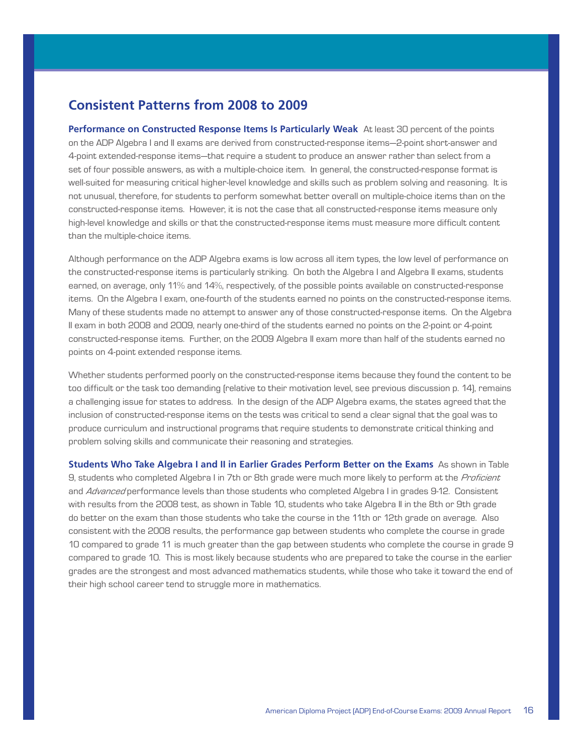## Consistent Patterns from 2008 to 2009

**Performance on Constructed Response Items Is Particularly Weak** At least 30 percent of the points on the ADP Algebra I and II exams are derived from constructed-response items—2-point short-answer and 4-point extended-response items—that require a student to produce an answer rather than select from a set of four possible answers, as with a multiple-choice item. In general, the constructed-response format is well-suited for measuring critical higher-level knowledge and skills such as problem solving and reasoning. It is not unusual, therefore, for students to perform somewhat better overall on multiple-choice items than on the constructed-response items. However, it is not the case that all constructed-response items measure only high-level knowledge and skills or that the constructed-response items must measure more difficult content than the multiple-choice items.

Although performance on the ADP Algebra exams is low across all item types, the low level of performance on the constructed-response items is particularly striking. On both the Algebra I and Algebra II exams, students earned, on average, only 11% and 14%, respectively, of the possible points available on constructed-response items. On the Algebra I exam, one-fourth of the students earned no points on the constructed-response items. Many of these students made no attempt to answer any of those constructed-response items. On the Algebra II exam in both 2008 and 2009, nearly one-third of the students earned no points on the 2-point or 4-point constructed-response items. Further, on the 2009 Algebra II exam more than half of the students earned no points on 4-point extended response items.

Whether students performed poorly on the constructed-response items because they found the content to be too difficult or the task too demanding (relative to their motivation level, see previous discussion p. 14), remains a challenging issue for states to address. In the design of the ADP Algebra exams, the states agreed that the inclusion of constructed-response items on the tests was critical to send a clear signal that the goal was to produce curriculum and instructional programs that require students to demonstrate critical thinking and problem solving skills and communicate their reasoning and strategies.

**Students Who Take Algebra I and II in Earlier Grades Perform Better on the Exams** As shown in Table 9, students who completed Algebra I in 7th or 8th grade were much more likely to perform at the *Proficient* and *Advanced* performance levels than those students who completed Algebra I in grades 9-12. Consistent with results from the 2008 test, as shown in Table 10, students who take Algebra II in the 8th or 9th grade do better on the exam than those students who take the course in the 11th or 12th grade on average. Also consistent with the 2008 results, the performance gap between students who complete the course in grade 10 compared to grade 11 is much greater than the gap between students who complete the course in grade 9 compared to grade 10. This is most likely because students who are prepared to take the course in the earlier grades are the strongest and most advanced mathematics students, while those who take it toward the end of their high school career tend to struggle more in mathematics.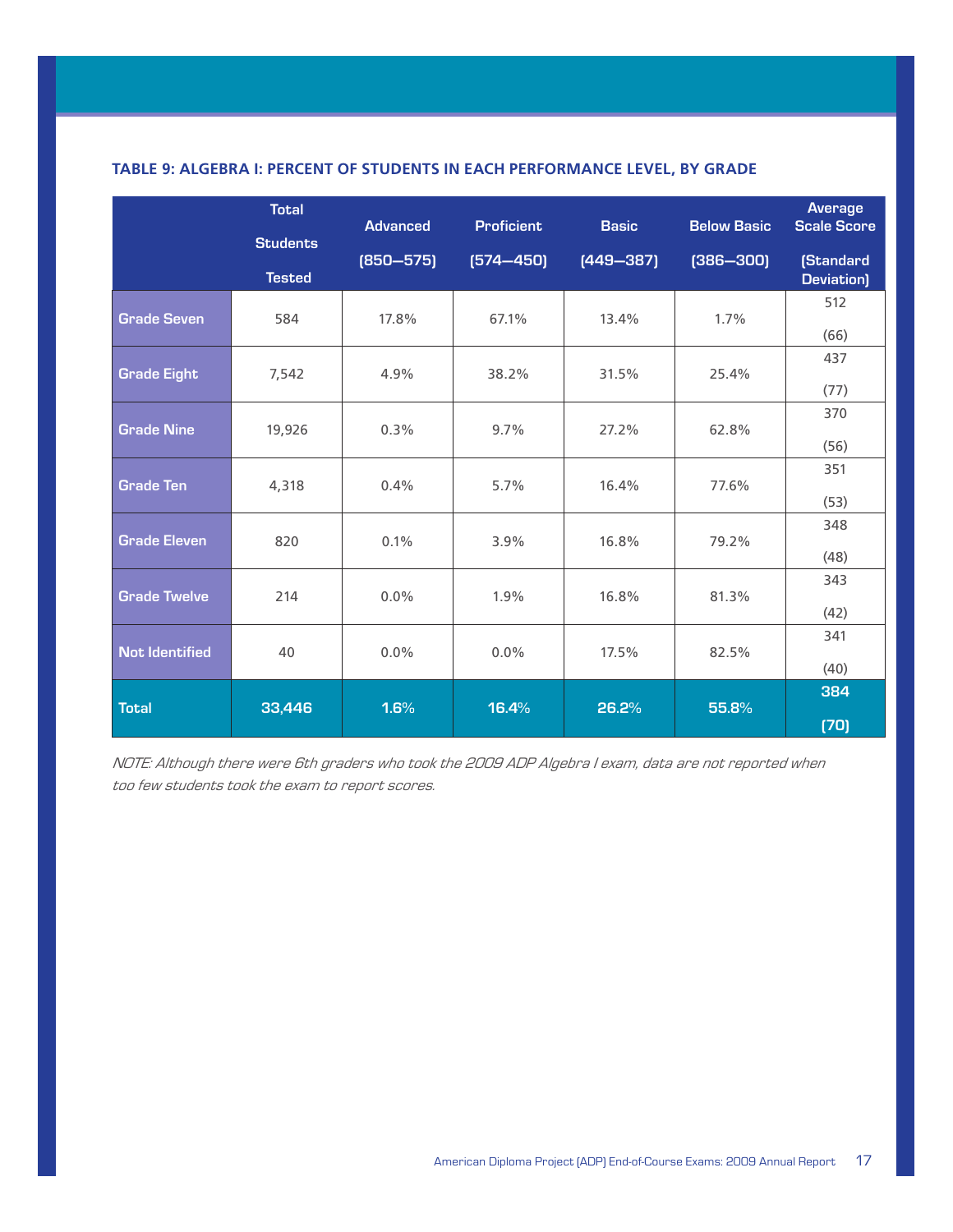### TABLE 9: ALGEBRA I: PERCENT OF STUDENTS IN EACH PERFORMANCE LEVEL, BY GRADE

| | Total Students Tested | Advanced (850—575) | Proficient (574—450) | Basic (449—387) | Below Basic (386—300) | Average Scale Score (Standard Deviation) |
|---|---|---|---|---|---|---|
| Grade Seven | 584 | 17.8% | 67.1% | 13.4% | 1.7% | 512 (66) |
| Grade Eight | 7,542 | 4.9% | 38.2% | 31.5% | 25.4% | 437 (77) |
| Grade Nine | 19,926 | 0.3% | 9.7% | 27.2% | 62.8% | 370 (56) |
| Grade Ten | 4,318 | 0.4% | 5.7% | 16.4% | 77.6% | 351 (53) |
| Grade Eleven | 820 | 0.1% | 3.9% | 16.8% | 79.2% | 348 (48) |
| Grade Twelve | 214 | 0.0% | 1.9% | 16.8% | 81.3% | 343 (42) |
| Not Identified | 40 | 0.0% | 0.0% | 17.5% | 82.5% | 341 (40) |
| **Total** | **33,446** | **1.6%** | **16.4%** | **26.2%** | **55.8%** | **384 (70)** |

*NOTE: Although there were 6th graders who took the 2009 ADP Algebra I exam, data are not reported when too few students took the exam to report scores.*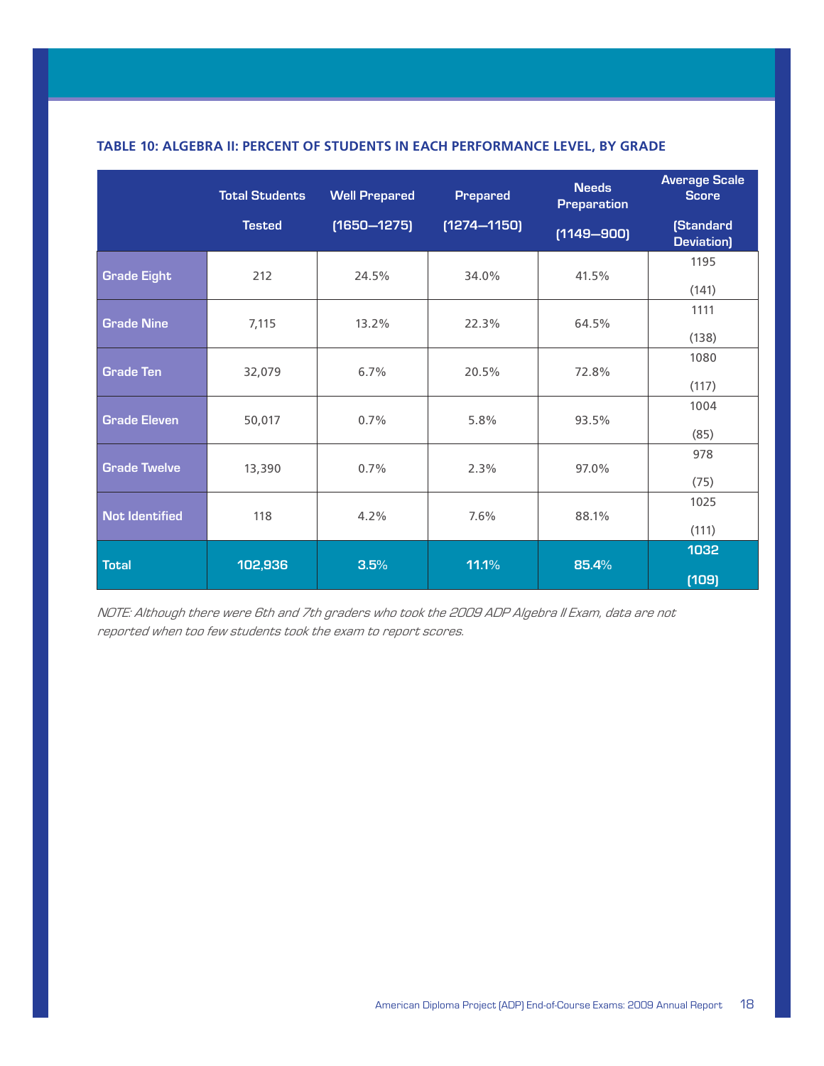### TABLE 10: ALGEBRA II: PERCENT OF STUDENTS IN EACH PERFORMANCE LEVEL, BY GRADE

| | Total Students Tested | Well Prepared (1650—1275) | Prepared (1274—1150) | Needs Preparation (1149—900) | Average Scale Score (Standard Deviation) |
|---|---|---|---|---|---|
| Grade Eight | 212 | 24.5% | 34.0% | 41.5% | 1195 (141) |
| Grade Nine | 7,115 | 13.2% | 22.3% | 64.5% | 1111 (138) |
| Grade Ten | 32,079 | 6.7% | 20.5% | 72.8% | 1080 (117) |
| Grade Eleven | 50,017 | 0.7% | 5.8% | 93.5% | 1004 (85) |
| Grade Twelve | 13,390 | 0.7% | 2.3% | 97.0% | 978 (75) |
| Not Identified | 118 | 4.2% | 7.6% | 88.1% | 1025 (111) |
| **Total** | **102,936** | **3.5%** | **11.1%** | **85.4%** | **1032 (109)** |

*NOTE: Although there were 6th and 7th graders who took the 2009 ADP Algebra II Exam, data are not reported when too few students took the exam to report scores.*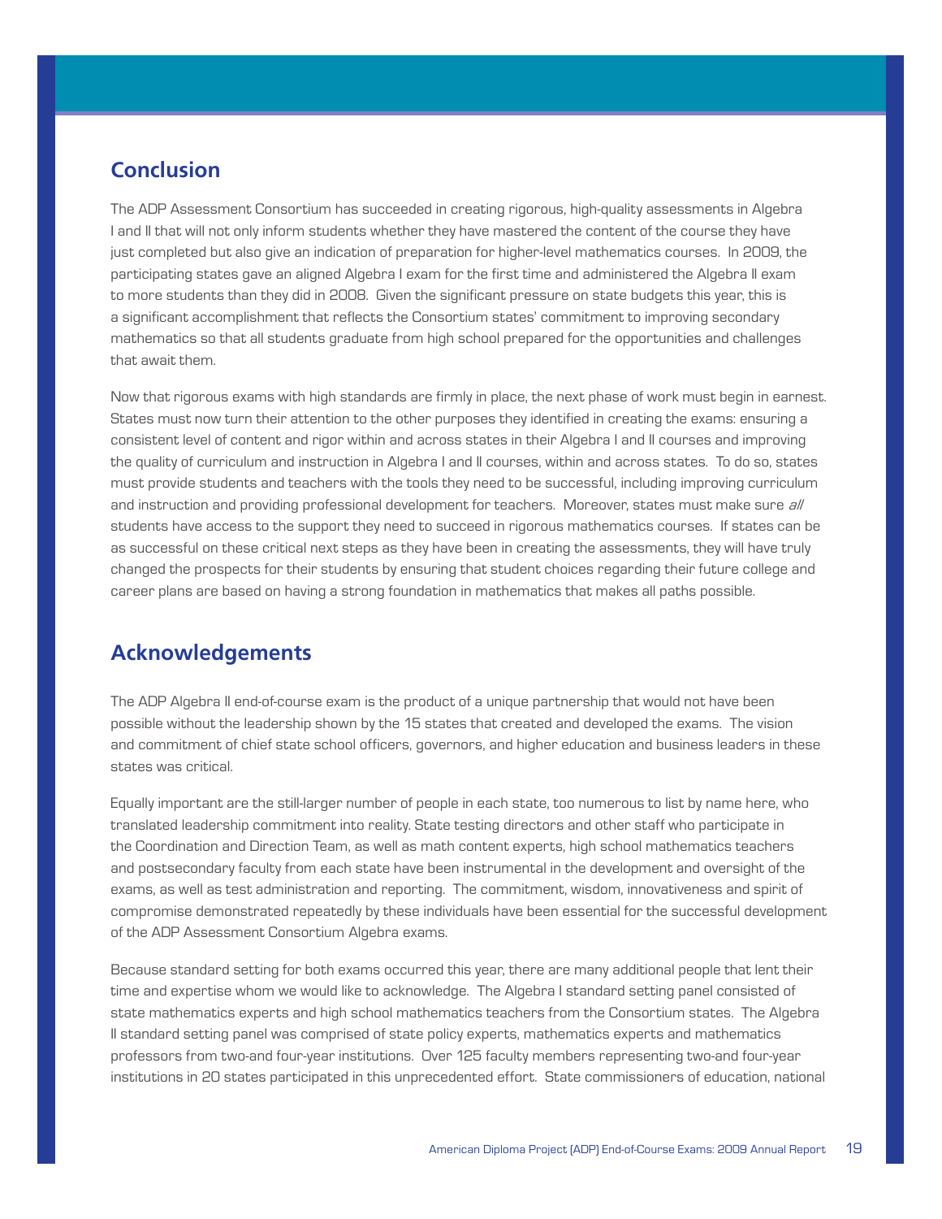## Conclusion

The ADP Assessment Consortium has succeeded in creating rigorous, high-quality assessments in Algebra I and II that will not only inform students whether they have mastered the content of the course they have just completed but also give an indication of preparation for higher-level mathematics courses. In 2009, the participating states gave an aligned Algebra I exam for the first time and administered the Algebra II exam to more students than they did in 2008. Given the significant pressure on state budgets this year, this is a significant accomplishment that reflects the Consortium states' commitment to improving secondary mathematics so that all students graduate from high school prepared for the opportunities and challenges that await them.

Now that rigorous exams with high standards are firmly in place, the next phase of work must begin in earnest. States must now turn their attention to the other purposes they identified in creating the exams: ensuring a consistent level of content and rigor within and across states in their Algebra I and II courses and improving the quality of curriculum and instruction in Algebra I and II courses, within and across states. To do so, states must provide students and teachers with the tools they need to be successful, including improving curriculum and instruction and providing professional development for teachers. Moreover, states must make sure *all* students have access to the support they need to succeed in rigorous mathematics courses. If states can be as successful on these critical next steps as they have been in creating the assessments, they will have truly changed the prospects for their students by ensuring that student choices regarding their future college and career plans are based on having a strong foundation in mathematics that makes all paths possible.

## Acknowledgements

The ADP Algebra II end-of-course exam is the product of a unique partnership that would not have been possible without the leadership shown by the 15 states that created and developed the exams. The vision and commitment of chief state school officers, governors, and higher education and business leaders in these states was critical.

Equally important are the still-larger number of people in each state, too numerous to list by name here, who translated leadership commitment into reality. State testing directors and other staff who participate in the Coordination and Direction Team, as well as math content experts, high school mathematics teachers and postsecondary faculty from each state have been instrumental in the development and oversight of the exams, as well as test administration and reporting. The commitment, wisdom, innovativeness and spirit of compromise demonstrated repeatedly by these individuals have been essential for the successful development of the ADP Assessment Consortium Algebra exams.

Because standard setting for both exams occurred this year, there are many additional people that lent their time and expertise whom we would like to acknowledge. The Algebra I standard setting panel consisted of state mathematics experts and high school mathematics teachers from the Consortium states. The Algebra II standard setting panel was comprised of state policy experts, mathematics experts and mathematics professors from two-and four-year institutions. Over 125 faculty members representing two-and four-year institutions in 20 states participated in this unprecedented effort. State commissioners of education, national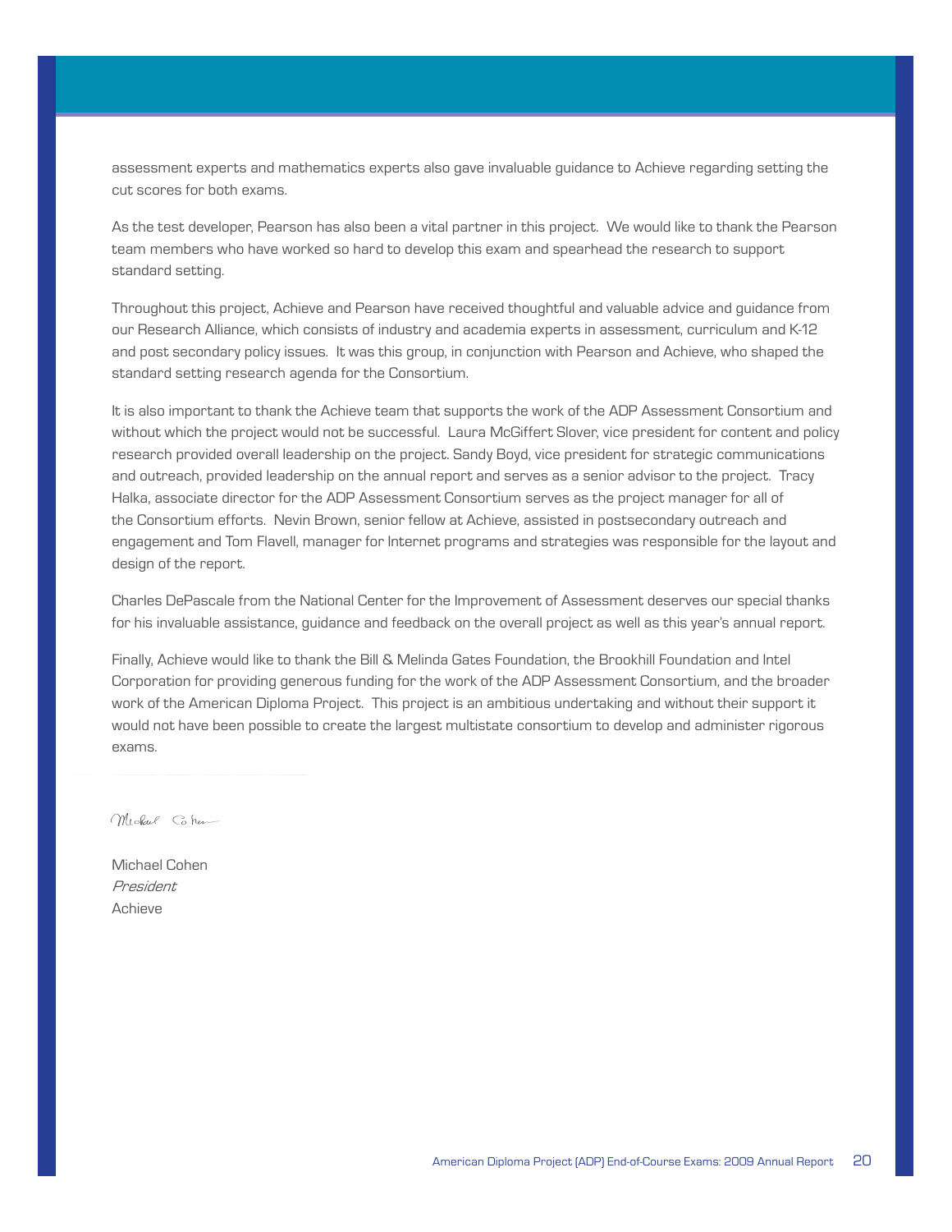assessment experts and mathematics experts also gave invaluable guidance to Achieve regarding setting the cut scores for both exams.

As the test developer, Pearson has also been a vital partner in this project. We would like to thank the Pearson team members who have worked so hard to develop this exam and spearhead the research to support standard setting.

Throughout this project, Achieve and Pearson have received thoughtful and valuable advice and guidance from our Research Alliance, which consists of industry and academia experts in assessment, curriculum and K-12 and post secondary policy issues. It was this group, in conjunction with Pearson and Achieve, who shaped the standard setting research agenda for the Consortium.

It is also important to thank the Achieve team that supports the work of the ADP Assessment Consortium and without which the project would not be successful. Laura McGiffert Slover, vice president for content and policy research provided overall leadership on the project. Sandy Boyd, vice president for strategic communications and outreach, provided leadership on the annual report and serves as a senior advisor to the project. Tracy Halka, associate director for the ADP Assessment Consortium serves as the project manager for all of the Consortium efforts. Nevin Brown, senior fellow at Achieve, assisted in postsecondary outreach and engagement and Tom Flavell, manager for Internet programs and strategies was responsible for the layout and design of the report.

Charles DePascale from the National Center for the Improvement of Assessment deserves our special thanks for his invaluable assistance, guidance and feedback on the overall project as well as this year's annual report.

Finally, Achieve would like to thank the Bill & Melinda Gates Foundation, the Brookhill Foundation and Intel Corporation for providing generous funding for the work of the ADP Assessment Consortium, and the broader work of the American Diploma Project. This project is an ambitious undertaking and without their support it would not have been possible to create the largest multistate consortium to develop and administer rigorous exams.

Michael Cohen
*President*
Achieve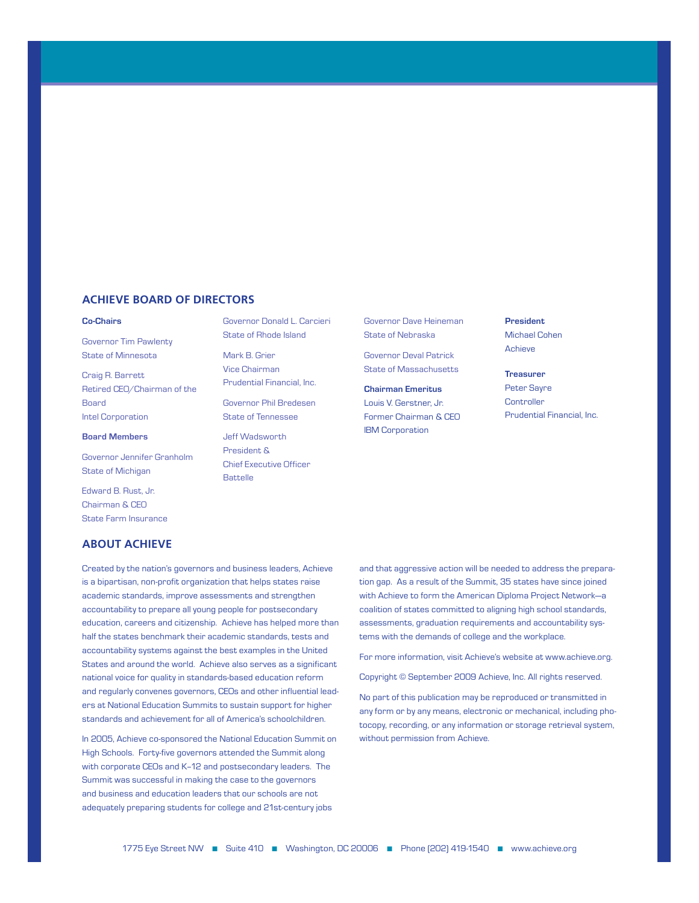## ACHIEVE BOARD OF DIRECTORS

**Co-Chairs**

Governor Tim Pawlenty
State of Minnesota

Craig R. Barrett
Retired CEO/Chairman of the Board
Intel Corporation

**Board Members**

Governor Jennifer Granholm
State of Michigan

Edward B. Rust, Jr.
Chairman & CEO
State Farm Insurance

Governor Donald L. Carcieri
State of Rhode Island

Mark B. Grier
Vice Chairman
Prudential Financial, Inc.

Governor Phil Bredesen
State of Tennessee

Jeff Wadsworth
President &
Chief Executive Officer
Battelle

Governor Dave Heineman
State of Nebraska

Governor Deval Patrick
State of Massachusetts

**Chairman Emeritus**

Louis V. Gerstner, Jr.
Former Chairman & CEO
IBM Corporation

**President**

Michael Cohen
Achieve

**Treasurer**

Peter Sayre
Controller
Prudential Financial, Inc.

## ABOUT ACHIEVE

Created by the nation's governors and business leaders, Achieve is a bipartisan, non-profit organization that helps states raise academic standards, improve assessments and strengthen accountability to prepare all young people for postsecondary education, careers and citizenship. Achieve has helped more than half the states benchmark their academic standards, tests and accountability systems against the best examples in the United States and around the world. Achieve also serves as a significant national voice for quality in standards-based education reform and regularly convenes governors, CEOs and other influential leaders at National Education Summits to sustain support for higher standards and achievement for all of America's schoolchildren.

In 2005, Achieve co-sponsored the National Education Summit on High Schools. Forty-five governors attended the Summit along with corporate CEOs and K–12 and postsecondary leaders. The Summit was successful in making the case to the governors and business and education leaders that our schools are not adequately preparing students for college and 21st-century jobs and that aggressive action will be needed to address the preparation gap. As a result of the Summit, 35 states have since joined with Achieve to form the American Diploma Project Network—a coalition of states committed to aligning high school standards, assessments, graduation requirements and accountability systems with the demands of college and the workplace.

For more information, visit Achieve's website at www.achieve.org.

Copyright © September 2009 Achieve, Inc. All rights reserved.

No part of this publication may be reproduced or transmitted in any form or by any means, electronic or mechanical, including photocopy, recording, or any information or storage retrieval system, without permission from Achieve.

1775 Eye Street NW ■ Suite 410 ■ Washington, DC 20006 ■ Phone (202) 419-1540 ■ www.achieve.org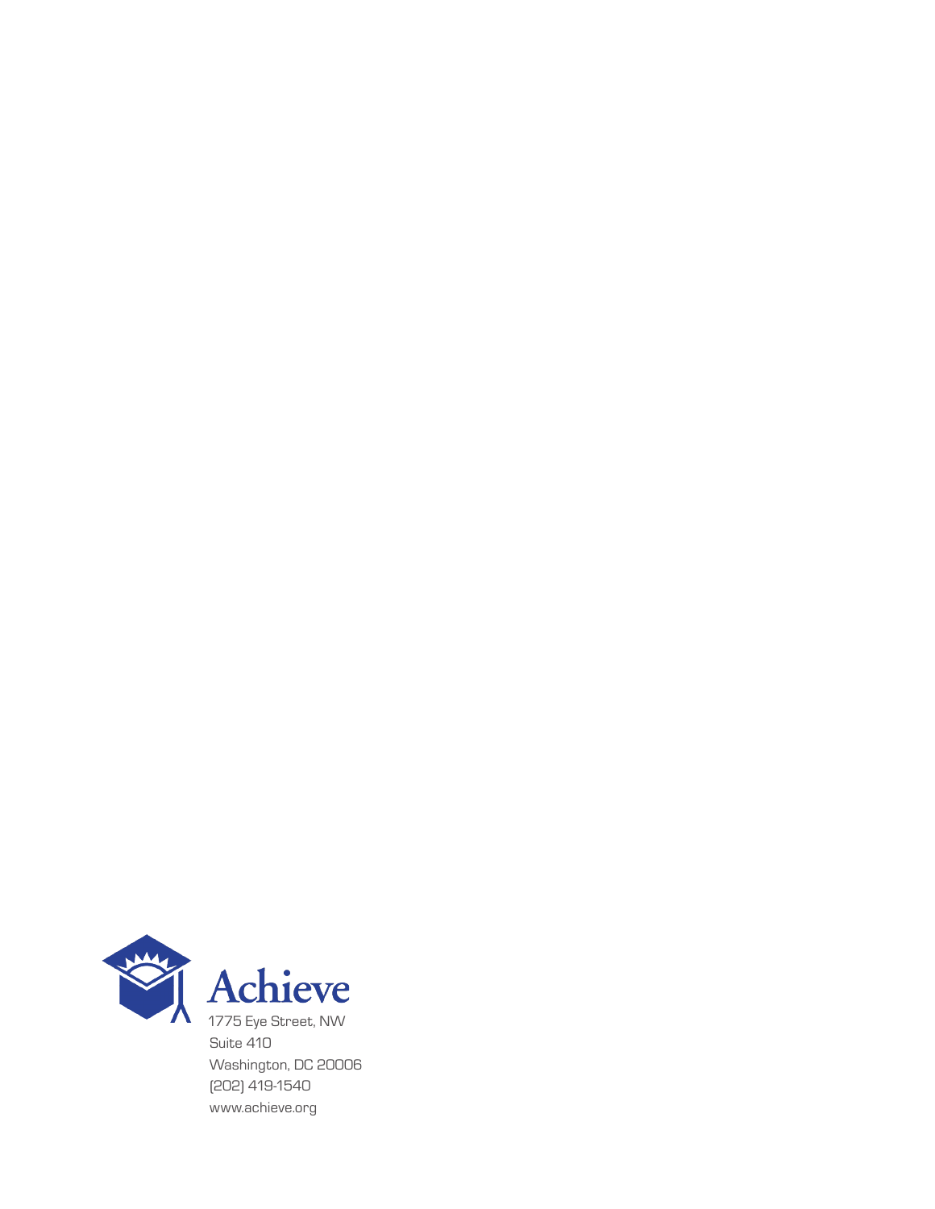Achieve

1775 Eye Street, NW
Suite 410
Washington, DC 20006
(202) 419-1540
www.achieve.org